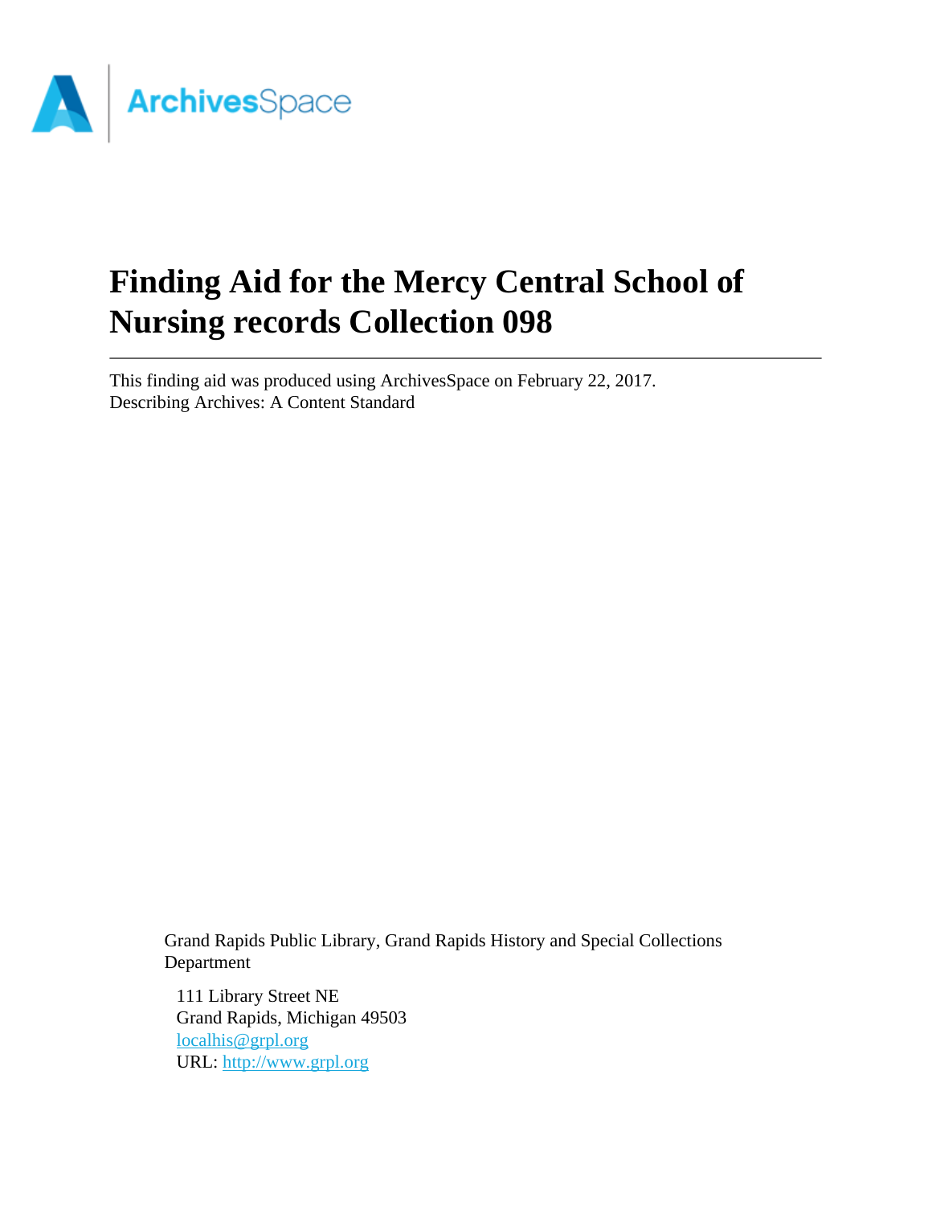# Finding Aid for the Mercy Central School of Nursing records Collection 098

This finding aid was produced using ArchivesSpace on February 22, 2017.
Describing Archives: A Content Standard

Grand Rapids Public Library, Grand Rapids History and Special Collections Department

111 Library Street NE
Grand Rapids, Michigan 49503
localhis@grpl.org
URL: http://www.grpl.org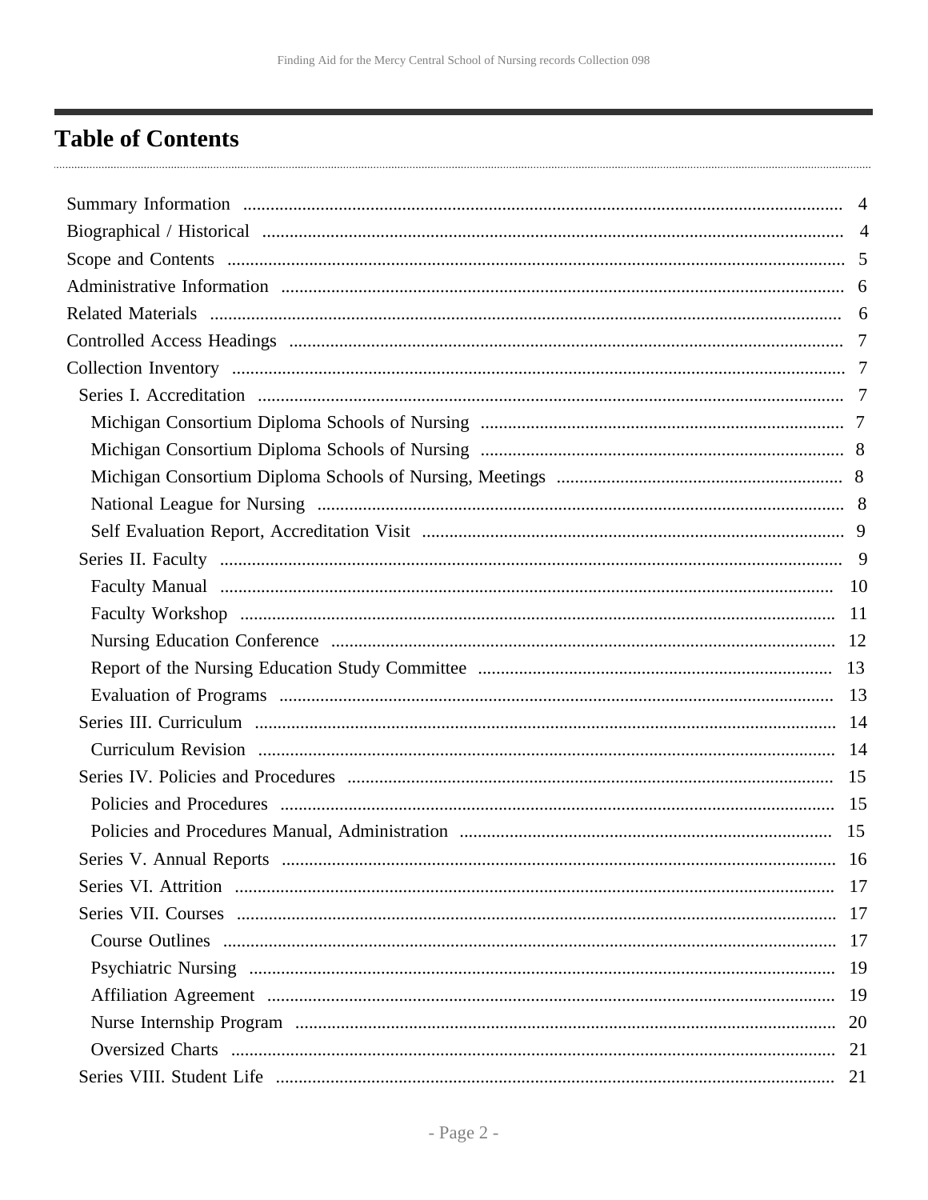# Table of Contents

- Summary Information ... 4
- Biographical / Historical ... 4
- Scope and Contents ... 5
- Administrative Information ... 6
- Related Materials ... 6
- Controlled Access Headings ... 7
- Collection Inventory ... 7
  - Series I. Accreditation ... 7
    - Michigan Consortium Diploma Schools of Nursing ... 7
    - Michigan Consortium Diploma Schools of Nursing ... 8
    - Michigan Consortium Diploma Schools of Nursing, Meetings ... 8
    - National League for Nursing ... 8
    - Self Evaluation Report, Accreditation Visit ... 9
  - Series II. Faculty ... 9
    - Faculty Manual ... 10
    - Faculty Workshop ... 11
    - Nursing Education Conference ... 12
    - Report of the Nursing Education Study Committee ... 13
    - Evaluation of Programs ... 13
  - Series III. Curriculum ... 14
    - Curriculum Revision ... 14
  - Series IV. Policies and Procedures ... 15
    - Policies and Procedures ... 15
    - Policies and Procedures Manual, Administration ... 15
  - Series V. Annual Reports ... 16
  - Series VI. Attrition ... 17
  - Series VII. Courses ... 17
    - Course Outlines ... 17
    - Psychiatric Nursing ... 19
    - Affiliation Agreement ... 19
    - Nurse Internship Program ... 20
    - Oversized Charts ... 21
  - Series VIII. Student Life ... 21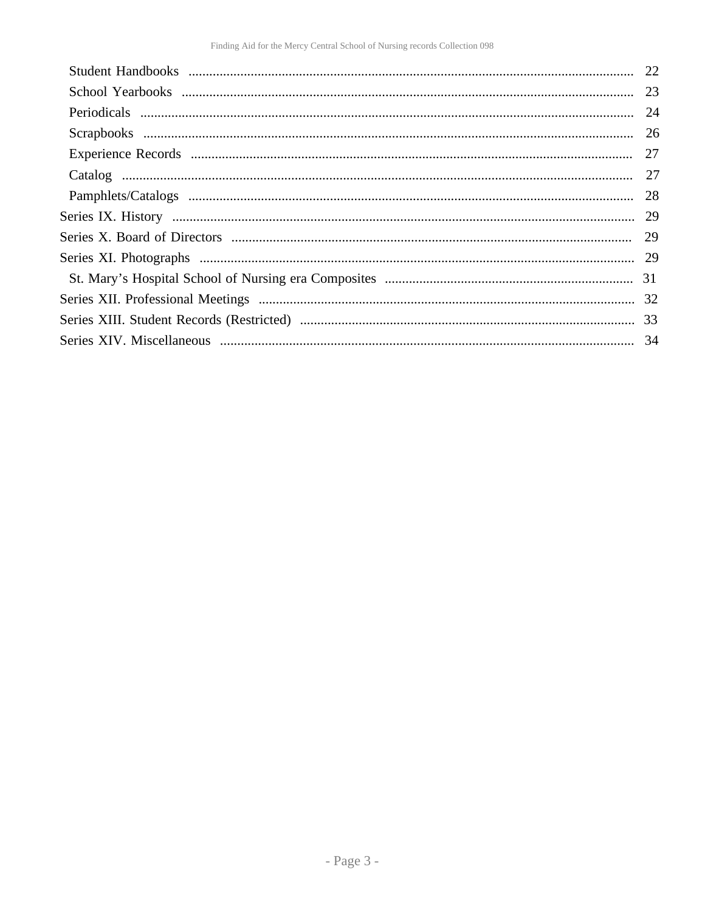- Student Handbooks ........ 22
- School Yearbooks ........ 23
- Periodicals ........ 24
- Scrapbooks ........ 26
- Experience Records ........ 27
- Catalog ........ 27
- Pamphlets/Catalogs ........ 28

Series IX. History ........ 29

Series X. Board of Directors ........ 29

Series XI. Photographs ........ 29

- St. Mary's Hospital School of Nursing era Composites ........ 31

Series XII. Professional Meetings ........ 32

Series XIII. Student Records (Restricted) ........ 33

Series XIV. Miscellaneous ........ 34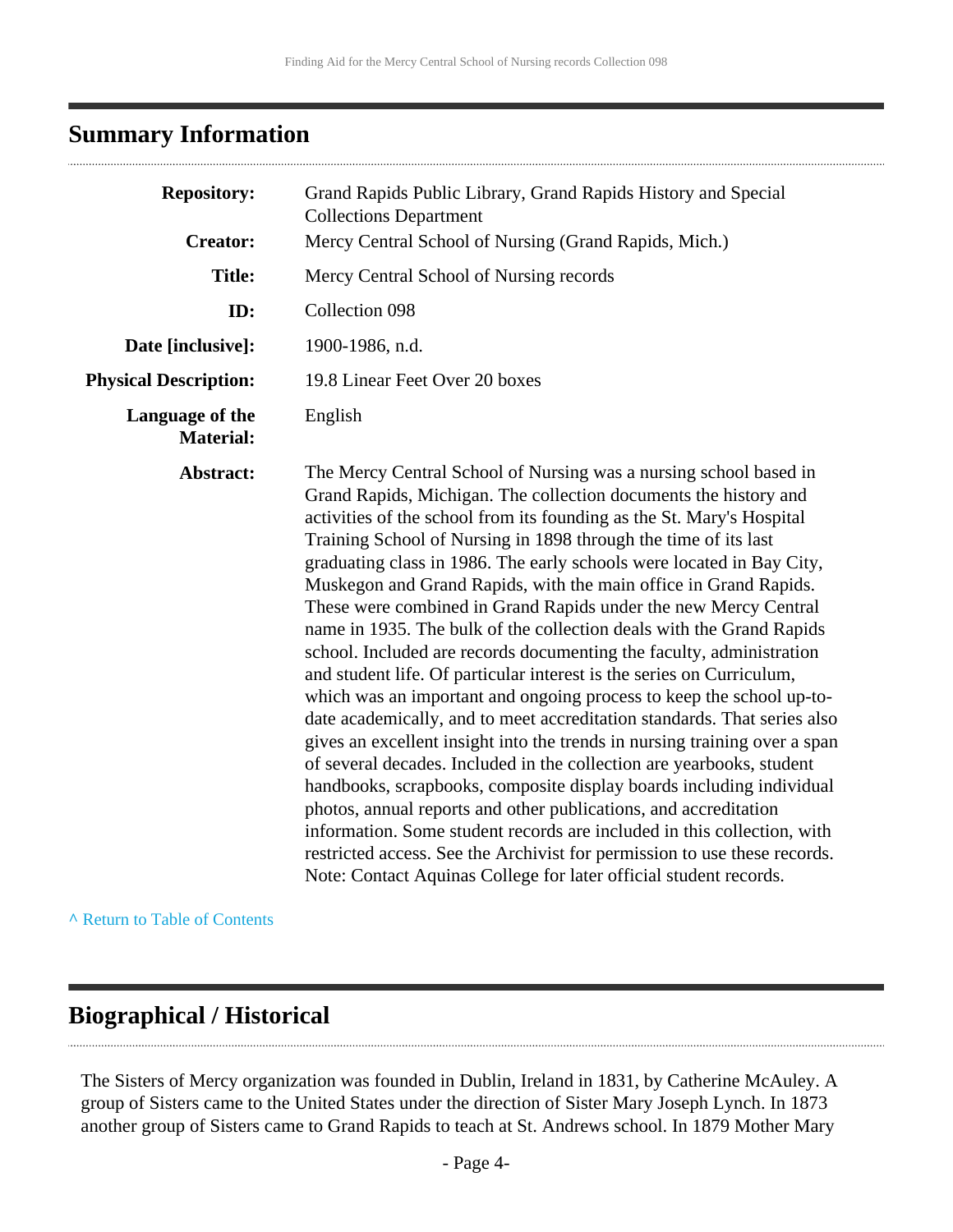## Summary Information

| | |
|---|---|
| **Repository:** | Grand Rapids Public Library, Grand Rapids History and Special Collections Department |
| **Creator:** | Mercy Central School of Nursing (Grand Rapids, Mich.) |
| **Title:** | Mercy Central School of Nursing records |
| **ID:** | Collection 098 |
| **Date [inclusive]:** | 1900-1986, n.d. |
| **Physical Description:** | 19.8 Linear Feet Over 20 boxes |
| **Language of the Material:** | English |
| **Abstract:** | The Mercy Central School of Nursing was a nursing school based in Grand Rapids, Michigan. The collection documents the history and activities of the school from its founding as the St. Mary's Hospital Training School of Nursing in 1898 through the time of its last graduating class in 1986. The early schools were located in Bay City, Muskegon and Grand Rapids, with the main office in Grand Rapids. These were combined in Grand Rapids under the new Mercy Central name in 1935. The bulk of the collection deals with the Grand Rapids school. Included are records documenting the faculty, administration and student life. Of particular interest is the series on Curriculum, which was an important and ongoing process to keep the school up-to-date academically, and to meet accreditation standards. That series also gives an excellent insight into the trends in nursing training over a span of several decades. Included in the collection are yearbooks, student handbooks, scrapbooks, composite display boards including individual photos, annual reports and other publications, and accreditation information. Some student records are included in this collection, with restricted access. See the Archivist for permission to use these records. Note: Contact Aquinas College for later official student records. |

^ Return to Table of Contents

## Biographical / Historical

The Sisters of Mercy organization was founded in Dublin, Ireland in 1831, by Catherine McAuley. A group of Sisters came to the United States under the direction of Sister Mary Joseph Lynch. In 1873 another group of Sisters came to Grand Rapids to teach at St. Andrews school. In 1879 Mother Mary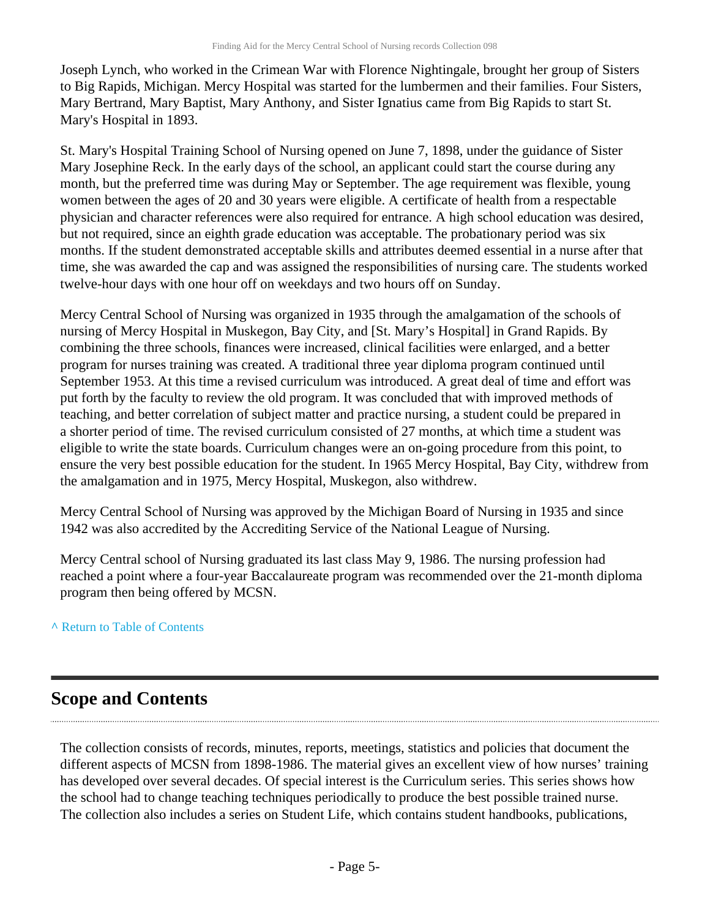Joseph Lynch, who worked in the Crimean War with Florence Nightingale, brought her group of Sisters to Big Rapids, Michigan. Mercy Hospital was started for the lumbermen and their families. Four Sisters, Mary Bertrand, Mary Baptist, Mary Anthony, and Sister Ignatius came from Big Rapids to start St. Mary's Hospital in 1893.

St. Mary's Hospital Training School of Nursing opened on June 7, 1898, under the guidance of Sister Mary Josephine Reck. In the early days of the school, an applicant could start the course during any month, but the preferred time was during May or September. The age requirement was flexible, young women between the ages of 20 and 30 years were eligible. A certificate of health from a respectable physician and character references were also required for entrance. A high school education was desired, but not required, since an eighth grade education was acceptable. The probationary period was six months. If the student demonstrated acceptable skills and attributes deemed essential in a nurse after that time, she was awarded the cap and was assigned the responsibilities of nursing care. The students worked twelve-hour days with one hour off on weekdays and two hours off on Sunday.

Mercy Central School of Nursing was organized in 1935 through the amalgamation of the schools of nursing of Mercy Hospital in Muskegon, Bay City, and [St. Mary’s Hospital] in Grand Rapids. By combining the three schools, finances were increased, clinical facilities were enlarged, and a better program for nurses training was created. A traditional three year diploma program continued until September 1953. At this time a revised curriculum was introduced. A great deal of time and effort was put forth by the faculty to review the old program. It was concluded that with improved methods of teaching, and better correlation of subject matter and practice nursing, a student could be prepared in a shorter period of time. The revised curriculum consisted of 27 months, at which time a student was eligible to write the state boards. Curriculum changes were an on-going procedure from this point, to ensure the very best possible education for the student. In 1965 Mercy Hospital, Bay City, withdrew from the amalgamation and in 1975, Mercy Hospital, Muskegon, also withdrew.

Mercy Central School of Nursing was approved by the Michigan Board of Nursing in 1935 and since 1942 was also accredited by the Accrediting Service of the National League of Nursing.

Mercy Central school of Nursing graduated its last class May 9, 1986. The nursing profession had reached a point where a four-year Baccalaureate program was recommended over the 21-month diploma program then being offered by MCSN.

^ Return to Table of Contents

## Scope and Contents

The collection consists of records, minutes, reports, meetings, statistics and policies that document the different aspects of MCSN from 1898-1986. The material gives an excellent view of how nurses’ training has developed over several decades. Of special interest is the Curriculum series. This series shows how the school had to change teaching techniques periodically to produce the best possible trained nurse. The collection also includes a series on Student Life, which contains student handbooks, publications,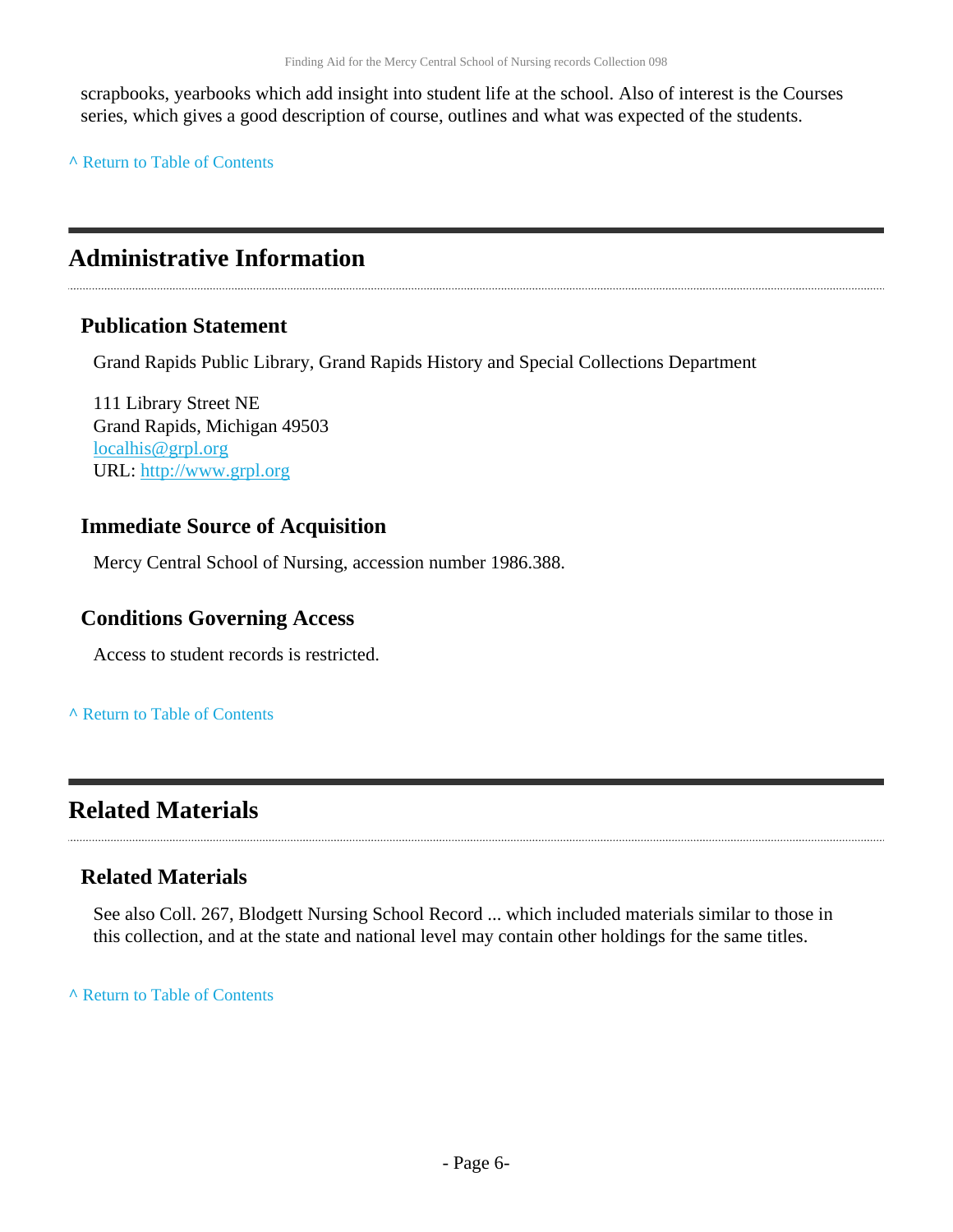scrapbooks, yearbooks which add insight into student life at the school. Also of interest is the Courses series, which gives a good description of course, outlines and what was expected of the students.

^ Return to Table of Contents

## Administrative Information

### Publication Statement

Grand Rapids Public Library, Grand Rapids History and Special Collections Department

111 Library Street NE
Grand Rapids, Michigan 49503
localhis@grpl.org
URL: http://www.grpl.org

### Immediate Source of Acquisition

Mercy Central School of Nursing, accession number 1986.388.

### Conditions Governing Access

Access to student records is restricted.

^ Return to Table of Contents

## Related Materials

### Related Materials

See also Coll. 267, Blodgett Nursing School Record ... which included materials similar to those in this collection, and at the state and national level may contain other holdings for the same titles.

^ Return to Table of Contents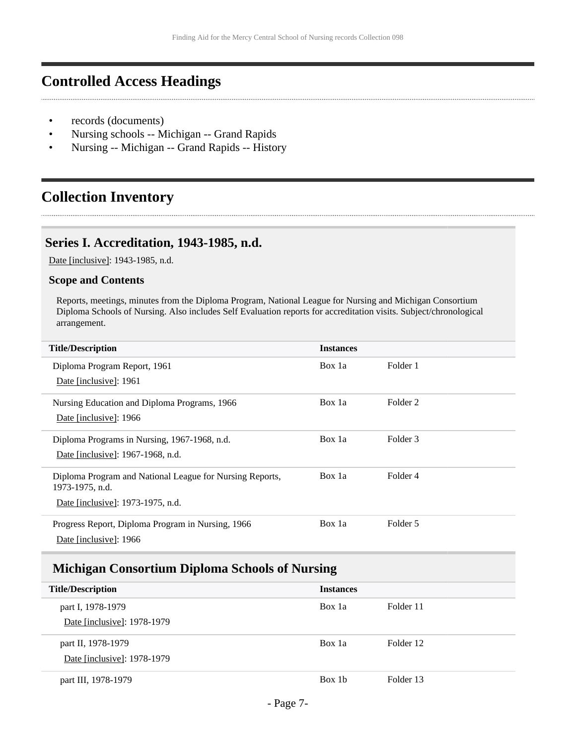## Controlled Access Headings

- records (documents)
- Nursing schools -- Michigan -- Grand Rapids
- Nursing -- Michigan -- Grand Rapids -- History

## Collection Inventory

### Series I. Accreditation, 1943-1985, n.d.

Date [inclusive]: 1943-1985, n.d.

#### Scope and Contents

Reports, meetings, minutes from the Diploma Program, National League for Nursing and Michigan Consortium Diploma Schools of Nursing. Also includes Self Evaluation reports for accreditation visits. Subject/chronological arrangement.

| Title/Description | Instances | |
|---|---|---|
| Diploma Program Report, 1961<br>Date [inclusive]: 1961 | Box 1a | Folder 1 |
| Nursing Education and Diploma Programs, 1966<br>Date [inclusive]: 1966 | Box 1a | Folder 2 |
| Diploma Programs in Nursing, 1967-1968, n.d.<br>Date [inclusive]: 1967-1968, n.d. | Box 1a | Folder 3 |
| Diploma Program and National League for Nursing Reports, 1973-1975, n.d.<br>Date [inclusive]: 1973-1975, n.d. | Box 1a | Folder 4 |
| Progress Report, Diploma Program in Nursing, 1966<br>Date [inclusive]: 1966 | Box 1a | Folder 5 |

### Michigan Consortium Diploma Schools of Nursing

| Title/Description | Instances | |
|---|---|---|
| part I, 1978-1979<br>Date [inclusive]: 1978-1979 | Box 1a | Folder 11 |
| part II, 1978-1979<br>Date [inclusive]: 1978-1979 | Box 1a | Folder 12 |
| part III, 1978-1979 | Box 1b | Folder 13 |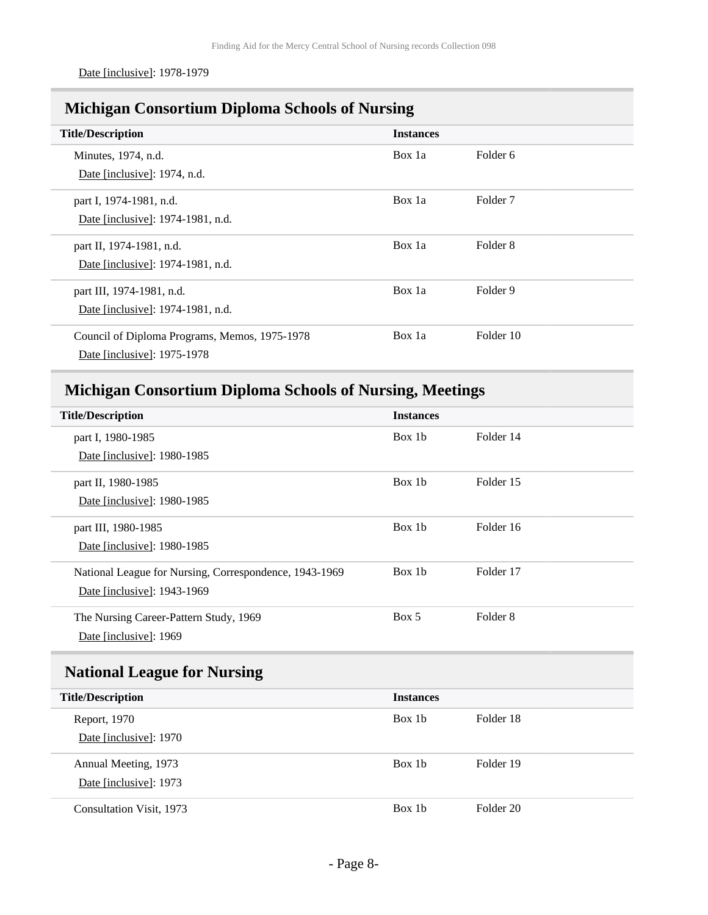Date [inclusive]: 1978-1979

## Michigan Consortium Diploma Schools of Nursing

| Title/Description | Instances | |
|---|---|---|
| Minutes, 1974, n.d.<br>Date [inclusive]: 1974, n.d. | Box 1a | Folder 6 |
| part I, 1974-1981, n.d.<br>Date [inclusive]: 1974-1981, n.d. | Box 1a | Folder 7 |
| part II, 1974-1981, n.d.<br>Date [inclusive]: 1974-1981, n.d. | Box 1a | Folder 8 |
| part III, 1974-1981, n.d.<br>Date [inclusive]: 1974-1981, n.d. | Box 1a | Folder 9 |
| Council of Diploma Programs, Memos, 1975-1978<br>Date [inclusive]: 1975-1978 | Box 1a | Folder 10 |

## Michigan Consortium Diploma Schools of Nursing, Meetings

| Title/Description | Instances | |
|---|---|---|
| part I, 1980-1985<br>Date [inclusive]: 1980-1985 | Box 1b | Folder 14 |
| part II, 1980-1985<br>Date [inclusive]: 1980-1985 | Box 1b | Folder 15 |
| part III, 1980-1985<br>Date [inclusive]: 1980-1985 | Box 1b | Folder 16 |
| National League for Nursing, Correspondence, 1943-1969<br>Date [inclusive]: 1943-1969 | Box 1b | Folder 17 |
| The Nursing Career-Pattern Study, 1969<br>Date [inclusive]: 1969 | Box 5 | Folder 8 |

## National League for Nursing

| Title/Description | Instances | |
|---|---|---|
| Report, 1970<br>Date [inclusive]: 1970 | Box 1b | Folder 18 |
| Annual Meeting, 1973<br>Date [inclusive]: 1973 | Box 1b | Folder 19 |
| Consultation Visit, 1973 | Box 1b | Folder 20 |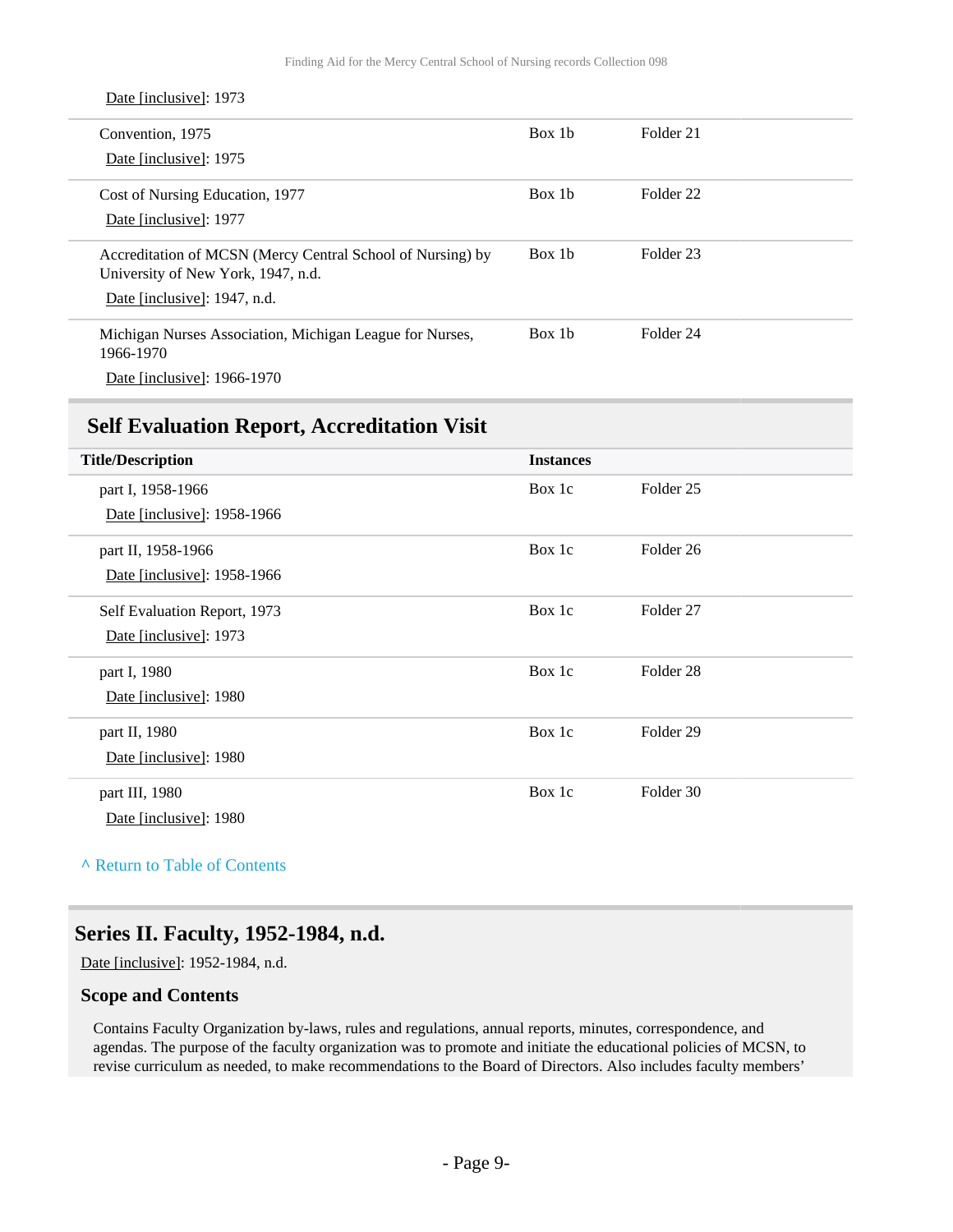Date [inclusive]: 1973

| | | |
|---|---|---|
| Convention, 1975<br>Date [inclusive]: 1975 | Box 1b | Folder 21 |
| Cost of Nursing Education, 1977<br>Date [inclusive]: 1977 | Box 1b | Folder 22 |
| Accreditation of MCSN (Mercy Central School of Nursing) by University of New York, 1947, n.d.<br>Date [inclusive]: 1947, n.d. | Box 1b | Folder 23 |
| Michigan Nurses Association, Michigan League for Nurses, 1966-1970<br>Date [inclusive]: 1966-1970 | Box 1b | Folder 24 |

## Self Evaluation Report, Accreditation Visit

| Title/Description | Instances | |
|---|---|---|
| part I, 1958-1966<br>Date [inclusive]: 1958-1966 | Box 1c | Folder 25 |
| part II, 1958-1966<br>Date [inclusive]: 1958-1966 | Box 1c | Folder 26 |
| Self Evaluation Report, 1973<br>Date [inclusive]: 1973 | Box 1c | Folder 27 |
| part I, 1980<br>Date [inclusive]: 1980 | Box 1c | Folder 28 |
| part II, 1980<br>Date [inclusive]: 1980 | Box 1c | Folder 29 |
| part III, 1980<br>Date [inclusive]: 1980 | Box 1c | Folder 30 |

^ Return to Table of Contents

## Series II. Faculty, 1952-1984, n.d.

Date [inclusive]: 1952-1984, n.d.

### Scope and Contents

Contains Faculty Organization by-laws, rules and regulations, annual reports, minutes, correspondence, and agendas. The purpose of the faculty organization was to promote and initiate the educational policies of MCSN, to revise curriculum as needed, to make recommendations to the Board of Directors. Also includes faculty members'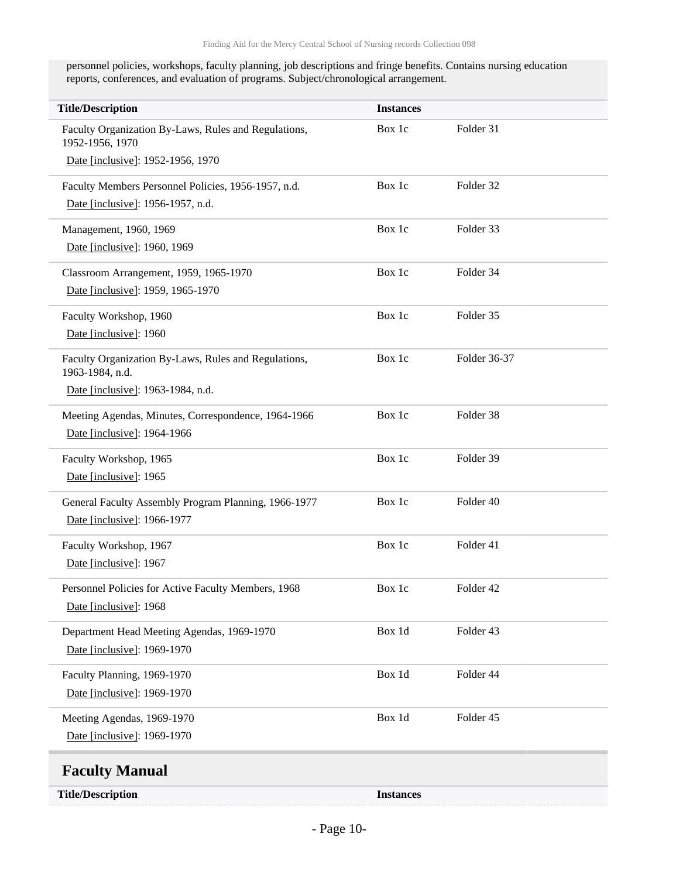personnel policies, workshops, faculty planning, job descriptions and fringe benefits. Contains nursing education reports, conferences, and evaluation of programs. Subject/chronological arrangement.

| Title/Description | Instances | |
|---|---|---|
| Faculty Organization By-Laws, Rules and Regulations, 1952-1956, 1970<br>Date [inclusive]: 1952-1956, 1970 | Box 1c | Folder 31 |
| Faculty Members Personnel Policies, 1956-1957, n.d.<br>Date [inclusive]: 1956-1957, n.d. | Box 1c | Folder 32 |
| Management, 1960, 1969<br>Date [inclusive]: 1960, 1969 | Box 1c | Folder 33 |
| Classroom Arrangement, 1959, 1965-1970<br>Date [inclusive]: 1959, 1965-1970 | Box 1c | Folder 34 |
| Faculty Workshop, 1960<br>Date [inclusive]: 1960 | Box 1c | Folder 35 |
| Faculty Organization By-Laws, Rules and Regulations, 1963-1984, n.d.<br>Date [inclusive]: 1963-1984, n.d. | Box 1c | Folder 36-37 |
| Meeting Agendas, Minutes, Correspondence, 1964-1966<br>Date [inclusive]: 1964-1966 | Box 1c | Folder 38 |
| Faculty Workshop, 1965<br>Date [inclusive]: 1965 | Box 1c | Folder 39 |
| General Faculty Assembly Program Planning, 1966-1977<br>Date [inclusive]: 1966-1977 | Box 1c | Folder 40 |
| Faculty Workshop, 1967<br>Date [inclusive]: 1967 | Box 1c | Folder 41 |
| Personnel Policies for Active Faculty Members, 1968<br>Date [inclusive]: 1968 | Box 1c | Folder 42 |
| Department Head Meeting Agendas, 1969-1970<br>Date [inclusive]: 1969-1970 | Box 1d | Folder 43 |
| Faculty Planning, 1969-1970<br>Date [inclusive]: 1969-1970 | Box 1d | Folder 44 |
| Meeting Agendas, 1969-1970<br>Date [inclusive]: 1969-1970 | Box 1d | Folder 45 |

## Faculty Manual

| Title/Description | Instances |
|---|---|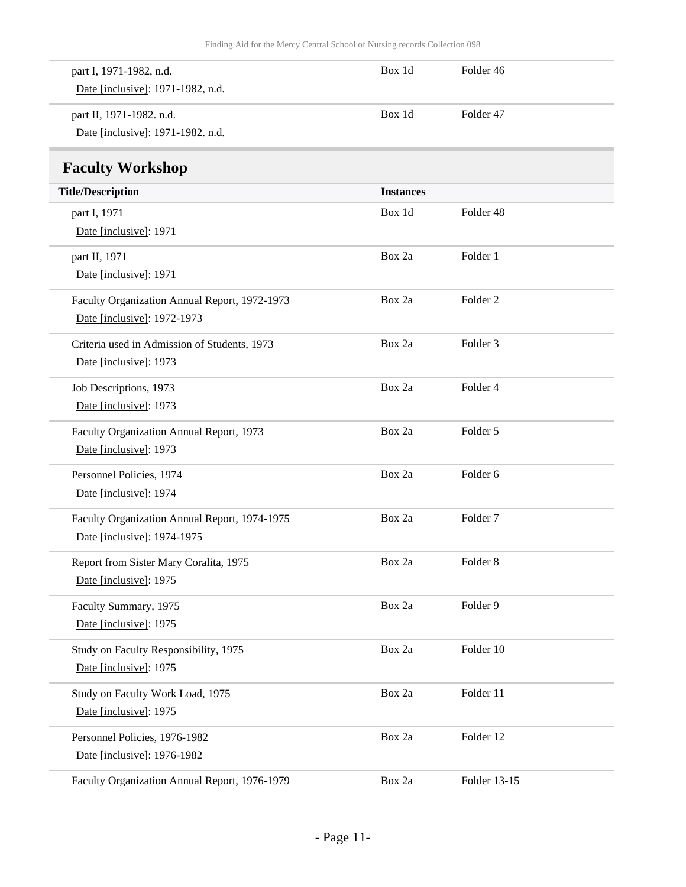| Title/Description | Instances | |
|---|---|---|
| part I, 1971-1982, n.d.<br>Date [inclusive]: 1971-1982, n.d. | Box 1d | Folder 46 |
| part II, 1971-1982. n.d.<br>Date [inclusive]: 1971-1982. n.d. | Box 1d | Folder 47 |

## Faculty Workshop

| Title/Description | Instances | |
|---|---|---|
| part I, 1971<br>Date [inclusive]: 1971 | Box 1d | Folder 48 |
| part II, 1971<br>Date [inclusive]: 1971 | Box 2a | Folder 1 |
| Faculty Organization Annual Report, 1972-1973<br>Date [inclusive]: 1972-1973 | Box 2a | Folder 2 |
| Criteria used in Admission of Students, 1973<br>Date [inclusive]: 1973 | Box 2a | Folder 3 |
| Job Descriptions, 1973<br>Date [inclusive]: 1973 | Box 2a | Folder 4 |
| Faculty Organization Annual Report, 1973<br>Date [inclusive]: 1973 | Box 2a | Folder 5 |
| Personnel Policies, 1974<br>Date [inclusive]: 1974 | Box 2a | Folder 6 |
| Faculty Organization Annual Report, 1974-1975<br>Date [inclusive]: 1974-1975 | Box 2a | Folder 7 |
| Report from Sister Mary Coralita, 1975<br>Date [inclusive]: 1975 | Box 2a | Folder 8 |
| Faculty Summary, 1975<br>Date [inclusive]: 1975 | Box 2a | Folder 9 |
| Study on Faculty Responsibility, 1975<br>Date [inclusive]: 1975 | Box 2a | Folder 10 |
| Study on Faculty Work Load, 1975<br>Date [inclusive]: 1975 | Box 2a | Folder 11 |
| Personnel Policies, 1976-1982<br>Date [inclusive]: 1976-1982 | Box 2a | Folder 12 |
| Faculty Organization Annual Report, 1976-1979 | Box 2a | Folder 13-15 |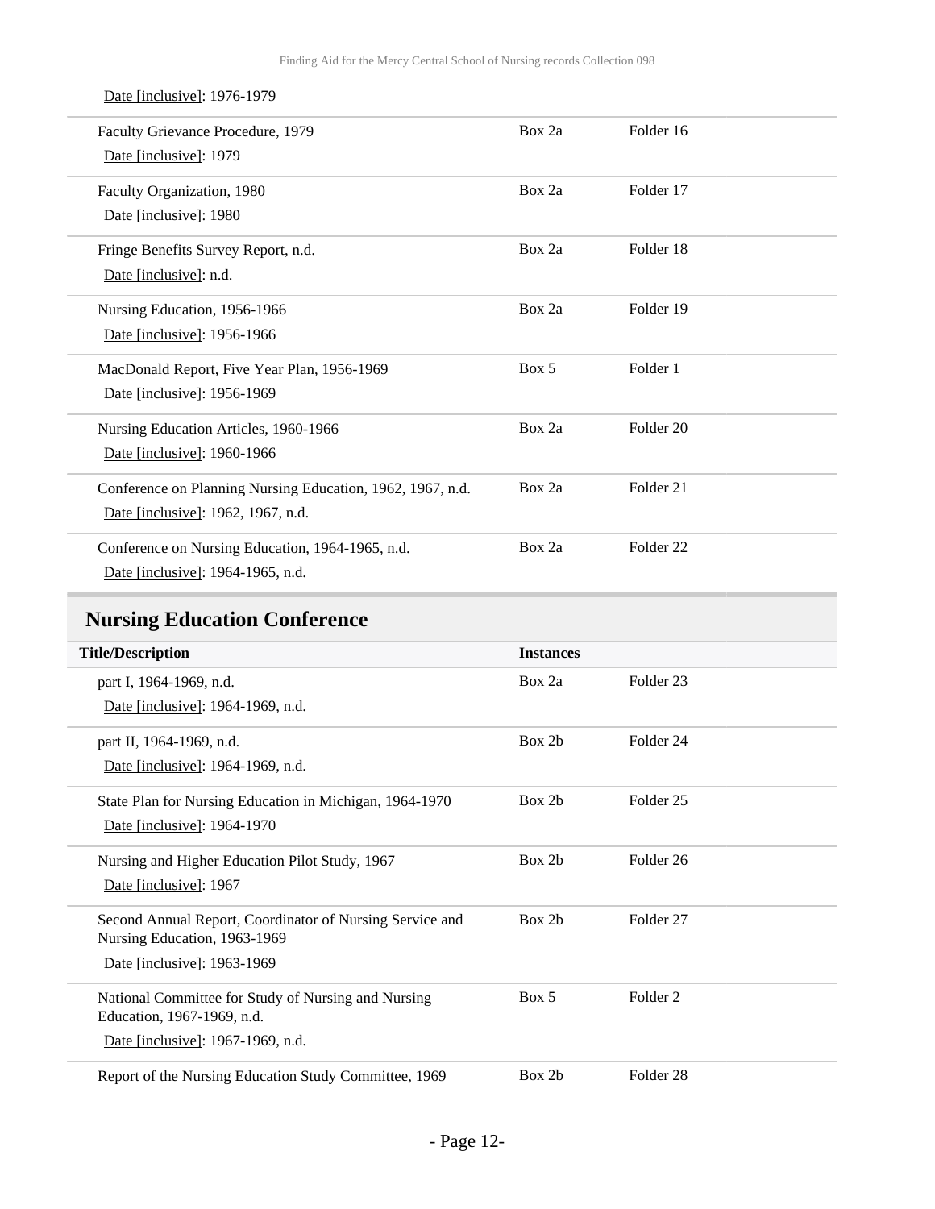Date [inclusive]: 1976-1979

| | | |
|---|---|---|
| Faculty Grievance Procedure, 1979<br>Date [inclusive]: 1979 | Box 2a | Folder 16 |
| Faculty Organization, 1980<br>Date [inclusive]: 1980 | Box 2a | Folder 17 |
| Fringe Benefits Survey Report, n.d.<br>Date [inclusive]: n.d. | Box 2a | Folder 18 |
| Nursing Education, 1956-1966<br>Date [inclusive]: 1956-1966 | Box 2a | Folder 19 |
| MacDonald Report, Five Year Plan, 1956-1969<br>Date [inclusive]: 1956-1969 | Box 5 | Folder 1 |
| Nursing Education Articles, 1960-1966<br>Date [inclusive]: 1960-1966 | Box 2a | Folder 20 |
| Conference on Planning Nursing Education, 1962, 1967, n.d.<br>Date [inclusive]: 1962, 1967, n.d. | Box 2a | Folder 21 |
| Conference on Nursing Education, 1964-1965, n.d.<br>Date [inclusive]: 1964-1965, n.d. | Box 2a | Folder 22 |

## Nursing Education Conference

| Title/Description | Instances | |
|---|---|---|
| part I, 1964-1969, n.d.<br>Date [inclusive]: 1964-1969, n.d. | Box 2a | Folder 23 |
| part II, 1964-1969, n.d.<br>Date [inclusive]: 1964-1969, n.d. | Box 2b | Folder 24 |
| State Plan for Nursing Education in Michigan, 1964-1970<br>Date [inclusive]: 1964-1970 | Box 2b | Folder 25 |
| Nursing and Higher Education Pilot Study, 1967<br>Date [inclusive]: 1967 | Box 2b | Folder 26 |
| Second Annual Report, Coordinator of Nursing Service and Nursing Education, 1963-1969<br>Date [inclusive]: 1963-1969 | Box 2b | Folder 27 |
| National Committee for Study of Nursing and Nursing Education, 1967-1969, n.d.<br>Date [inclusive]: 1967-1969, n.d. | Box 5 | Folder 2 |
| Report of the Nursing Education Study Committee, 1969 | Box 2b | Folder 28 |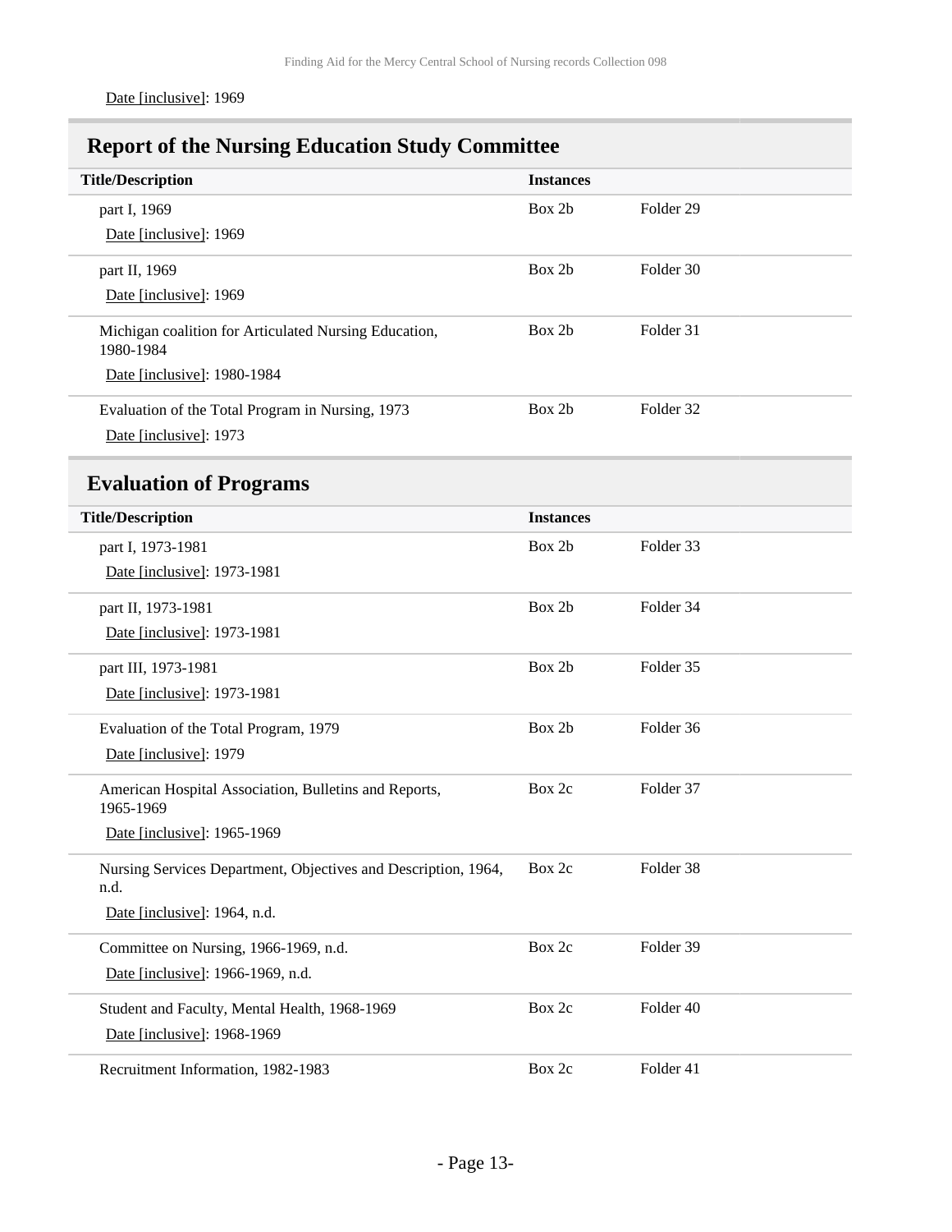Date [inclusive]: 1969

## Report of the Nursing Education Study Committee

| Title/Description | Instances | |
|---|---|---|
| part I, 1969<br>Date [inclusive]: 1969 | Box 2b | Folder 29 |
| part II, 1969<br>Date [inclusive]: 1969 | Box 2b | Folder 30 |
| Michigan coalition for Articulated Nursing Education, 1980-1984<br>Date [inclusive]: 1980-1984 | Box 2b | Folder 31 |
| Evaluation of the Total Program in Nursing, 1973<br>Date [inclusive]: 1973 | Box 2b | Folder 32 |

## Evaluation of Programs

| Title/Description | Instances | |
|---|---|---|
| part I, 1973-1981<br>Date [inclusive]: 1973-1981 | Box 2b | Folder 33 |
| part II, 1973-1981<br>Date [inclusive]: 1973-1981 | Box 2b | Folder 34 |
| part III, 1973-1981<br>Date [inclusive]: 1973-1981 | Box 2b | Folder 35 |
| Evaluation of the Total Program, 1979<br>Date [inclusive]: 1979 | Box 2b | Folder 36 |
| American Hospital Association, Bulletins and Reports, 1965-1969<br>Date [inclusive]: 1965-1969 | Box 2c | Folder 37 |
| Nursing Services Department, Objectives and Description, 1964, n.d.<br>Date [inclusive]: 1964, n.d. | Box 2c | Folder 38 |
| Committee on Nursing, 1966-1969, n.d.<br>Date [inclusive]: 1966-1969, n.d. | Box 2c | Folder 39 |
| Student and Faculty, Mental Health, 1968-1969<br>Date [inclusive]: 1968-1969 | Box 2c | Folder 40 |
| Recruitment Information, 1982-1983 | Box 2c | Folder 41 |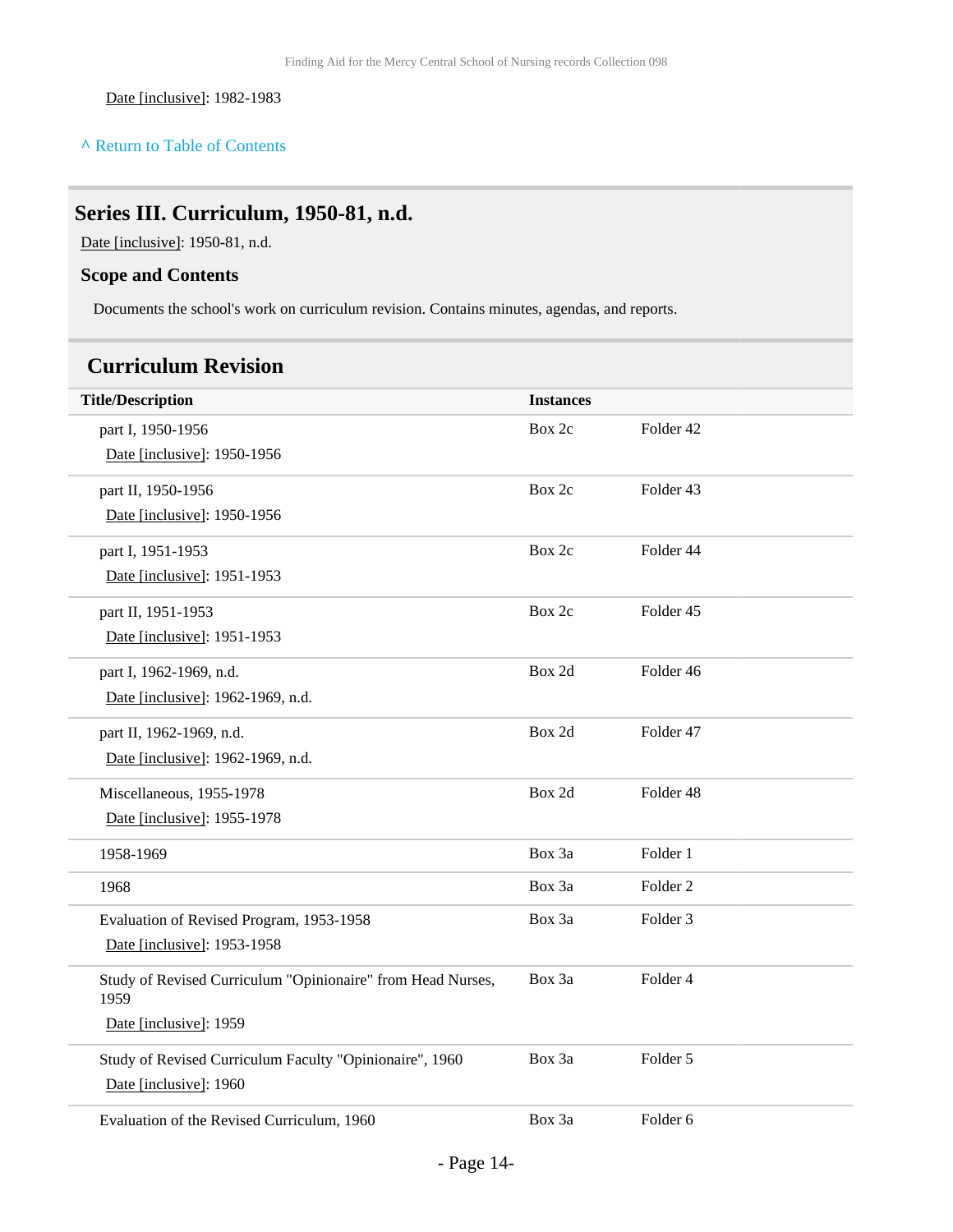Date [inclusive]: 1982-1983

^ Return to Table of Contents

## Series III. Curriculum, 1950-81, n.d.

Date [inclusive]: 1950-81, n.d.

### Scope and Contents

Documents the school's work on curriculum revision. Contains minutes, agendas, and reports.

## Curriculum Revision

| Title/Description | Instances | |
|---|---|---|
| part I, 1950-1956<br>Date [inclusive]: 1950-1956 | Box 2c | Folder 42 |
| part II, 1950-1956<br>Date [inclusive]: 1950-1956 | Box 2c | Folder 43 |
| part I, 1951-1953<br>Date [inclusive]: 1951-1953 | Box 2c | Folder 44 |
| part II, 1951-1953<br>Date [inclusive]: 1951-1953 | Box 2c | Folder 45 |
| part I, 1962-1969, n.d.<br>Date [inclusive]: 1962-1969, n.d. | Box 2d | Folder 46 |
| part II, 1962-1969, n.d.<br>Date [inclusive]: 1962-1969, n.d. | Box 2d | Folder 47 |
| Miscellaneous, 1955-1978<br>Date [inclusive]: 1955-1978 | Box 2d | Folder 48 |
| 1958-1969 | Box 3a | Folder 1 |
| 1968 | Box 3a | Folder 2 |
| Evaluation of Revised Program, 1953-1958<br>Date [inclusive]: 1953-1958 | Box 3a | Folder 3 |
| Study of Revised Curriculum "Opinionaire" from Head Nurses, 1959<br>Date [inclusive]: 1959 | Box 3a | Folder 4 |
| Study of Revised Curriculum Faculty "Opinionaire", 1960<br>Date [inclusive]: 1960 | Box 3a | Folder 5 |
| Evaluation of the Revised Curriculum, 1960 | Box 3a | Folder 6 |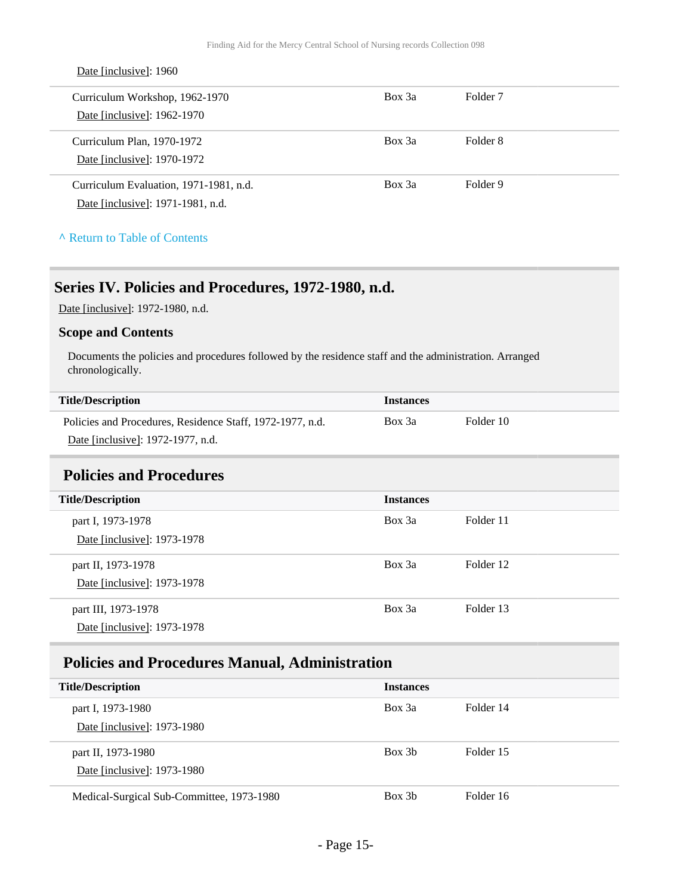Date [inclusive]: 1960

| Title/Description | Instances | |
|---|---|---|
| Curriculum Workshop, 1962-1970<br>Date [inclusive]: 1962-1970 | Box 3a | Folder 7 |
| Curriculum Plan, 1970-1972<br>Date [inclusive]: 1970-1972 | Box 3a | Folder 8 |
| Curriculum Evaluation, 1971-1981, n.d.<br>Date [inclusive]: 1971-1981, n.d. | Box 3a | Folder 9 |

^ Return to Table of Contents

## Series IV. Policies and Procedures, 1972-1980, n.d.

Date [inclusive]: 1972-1980, n.d.

### Scope and Contents

Documents the policies and procedures followed by the residence staff and the administration. Arranged chronologically.

| Title/Description | Instances | |
|---|---|---|
| Policies and Procedures, Residence Staff, 1972-1977, n.d.<br>Date [inclusive]: 1972-1977, n.d. | Box 3a | Folder 10 |

### Policies and Procedures

| Title/Description | Instances | |
|---|---|---|
| part I, 1973-1978<br>Date [inclusive]: 1973-1978 | Box 3a | Folder 11 |
| part II, 1973-1978<br>Date [inclusive]: 1973-1978 | Box 3a | Folder 12 |
| part III, 1973-1978<br>Date [inclusive]: 1973-1978 | Box 3a | Folder 13 |

### Policies and Procedures Manual, Administration

| Title/Description | Instances | |
|---|---|---|
| part I, 1973-1980<br>Date [inclusive]: 1973-1980 | Box 3a | Folder 14 |
| part II, 1973-1980<br>Date [inclusive]: 1973-1980 | Box 3b | Folder 15 |
| Medical-Surgical Sub-Committee, 1973-1980 | Box 3b | Folder 16 |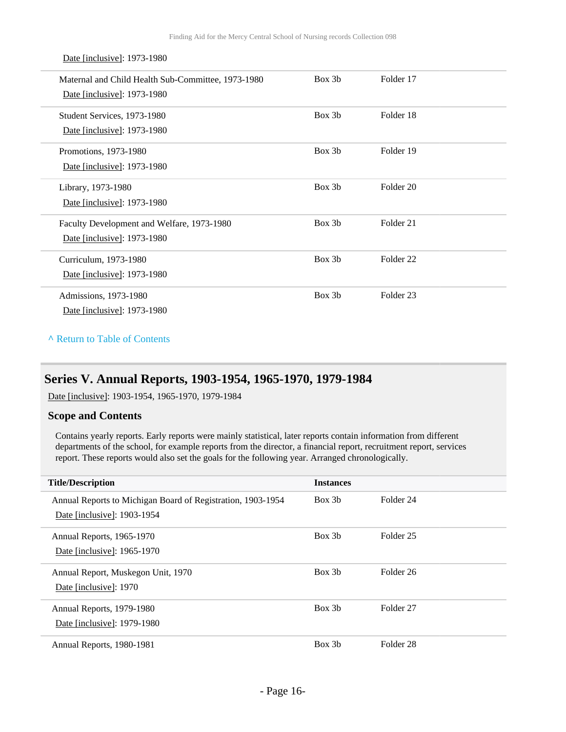Date [inclusive]: 1973-1980

| | | |
|---|---|---|
| Maternal and Child Health Sub-Committee, 1973-1980<br>Date [inclusive]: 1973-1980 | Box 3b | Folder 17 |
| Student Services, 1973-1980<br>Date [inclusive]: 1973-1980 | Box 3b | Folder 18 |
| Promotions, 1973-1980<br>Date [inclusive]: 1973-1980 | Box 3b | Folder 19 |
| Library, 1973-1980<br>Date [inclusive]: 1973-1980 | Box 3b | Folder 20 |
| Faculty Development and Welfare, 1973-1980<br>Date [inclusive]: 1973-1980 | Box 3b | Folder 21 |
| Curriculum, 1973-1980<br>Date [inclusive]: 1973-1980 | Box 3b | Folder 22 |
| Admissions, 1973-1980<br>Date [inclusive]: 1973-1980 | Box 3b | Folder 23 |

^ Return to Table of Contents

## Series V. Annual Reports, 1903-1954, 1965-1970, 1979-1984

Date [inclusive]: 1903-1954, 1965-1970, 1979-1984

### Scope and Contents

Contains yearly reports. Early reports were mainly statistical, later reports contain information from different departments of the school, for example reports from the director, a financial report, recruitment report, services report. These reports would also set the goals for the following year. Arranged chronologically.

| Title/Description | Instances | |
|---|---|---|
| Annual Reports to Michigan Board of Registration, 1903-1954<br>Date [inclusive]: 1903-1954 | Box 3b | Folder 24 |
| Annual Reports, 1965-1970<br>Date [inclusive]: 1965-1970 | Box 3b | Folder 25 |
| Annual Report, Muskegon Unit, 1970<br>Date [inclusive]: 1970 | Box 3b | Folder 26 |
| Annual Reports, 1979-1980<br>Date [inclusive]: 1979-1980 | Box 3b | Folder 27 |
| Annual Reports, 1980-1981 | Box 3b | Folder 28 |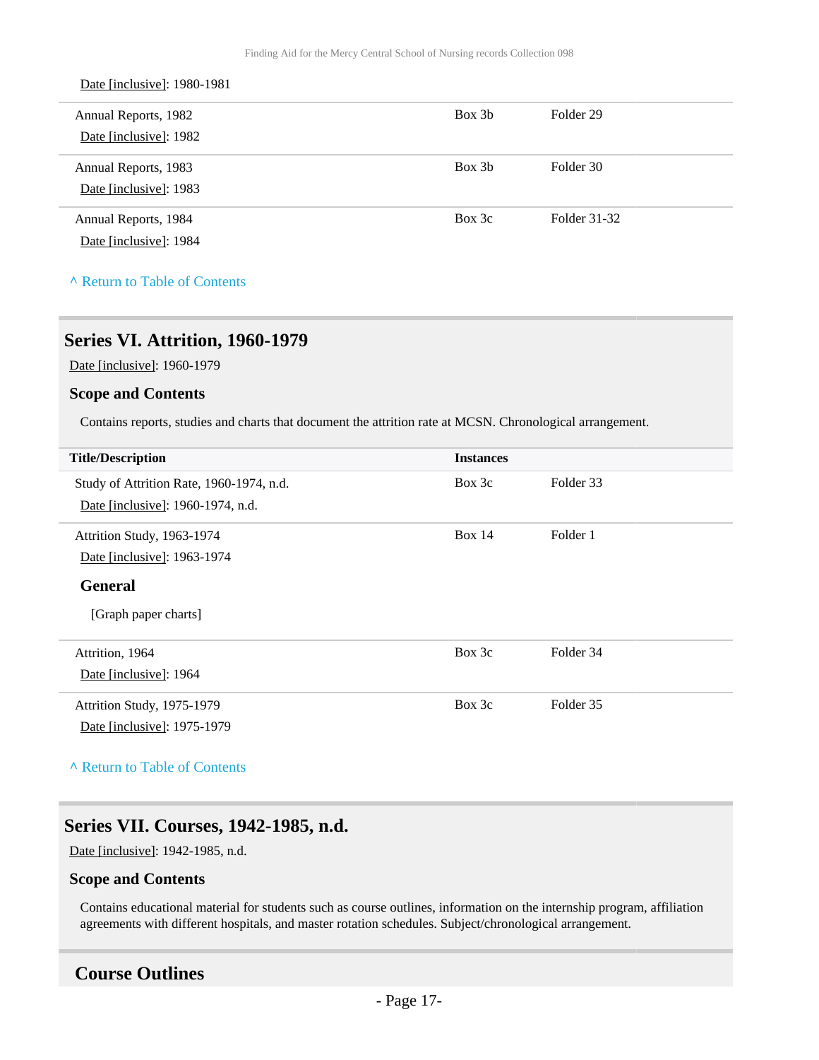Date [inclusive]: 1980-1981

| Title/Description | Instances | |
|---|---|---|
| Annual Reports, 1982<br>Date [inclusive]: 1982 | Box 3b | Folder 29 |
| Annual Reports, 1983<br>Date [inclusive]: 1983 | Box 3b | Folder 30 |
| Annual Reports, 1984<br>Date [inclusive]: 1984 | Box 3c | Folder 31-32 |

^ Return to Table of Contents

## Series VI. Attrition, 1960-1979

Date [inclusive]: 1960-1979

### Scope and Contents

Contains reports, studies and charts that document the attrition rate at MCSN. Chronological arrangement.

| Title/Description | Instances | |
|---|---|---|
| Study of Attrition Rate, 1960-1974, n.d.<br>Date [inclusive]: 1960-1974, n.d. | Box 3c | Folder 33 |
| Attrition Study, 1963-1974<br>Date [inclusive]: 1963-1974<br>**General**<br>[Graph paper charts] | Box 14 | Folder 1 |
| Attrition, 1964<br>Date [inclusive]: 1964 | Box 3c | Folder 34 |
| Attrition Study, 1975-1979<br>Date [inclusive]: 1975-1979 | Box 3c | Folder 35 |

^ Return to Table of Contents

## Series VII. Courses, 1942-1985, n.d.

Date [inclusive]: 1942-1985, n.d.

### Scope and Contents

Contains educational material for students such as course outlines, information on the internship program, affiliation agreements with different hospitals, and master rotation schedules. Subject/chronological arrangement.

### Course Outlines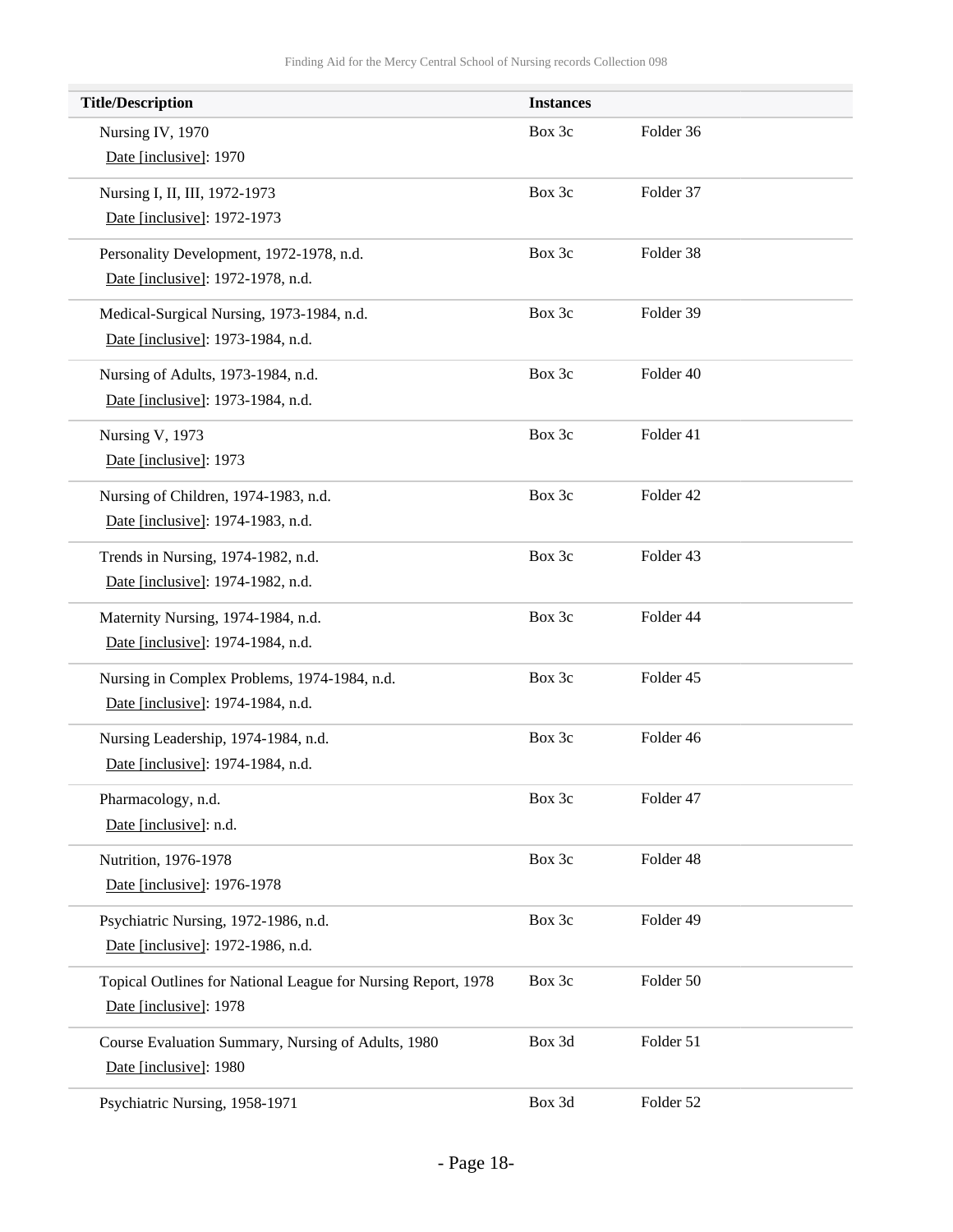| Title/Description | Instances | |
|---|---|---|
| Nursing IV, 1970<br>Date [inclusive]: 1970 | Box 3c | Folder 36 |
| Nursing I, II, III, 1972-1973<br>Date [inclusive]: 1972-1973 | Box 3c | Folder 37 |
| Personality Development, 1972-1978, n.d.<br>Date [inclusive]: 1972-1978, n.d. | Box 3c | Folder 38 |
| Medical-Surgical Nursing, 1973-1984, n.d.<br>Date [inclusive]: 1973-1984, n.d. | Box 3c | Folder 39 |
| Nursing of Adults, 1973-1984, n.d.<br>Date [inclusive]: 1973-1984, n.d. | Box 3c | Folder 40 |
| Nursing V, 1973<br>Date [inclusive]: 1973 | Box 3c | Folder 41 |
| Nursing of Children, 1974-1983, n.d.<br>Date [inclusive]: 1974-1983, n.d. | Box 3c | Folder 42 |
| Trends in Nursing, 1974-1982, n.d.<br>Date [inclusive]: 1974-1982, n.d. | Box 3c | Folder 43 |
| Maternity Nursing, 1974-1984, n.d.<br>Date [inclusive]: 1974-1984, n.d. | Box 3c | Folder 44 |
| Nursing in Complex Problems, 1974-1984, n.d.<br>Date [inclusive]: 1974-1984, n.d. | Box 3c | Folder 45 |
| Nursing Leadership, 1974-1984, n.d.<br>Date [inclusive]: 1974-1984, n.d. | Box 3c | Folder 46 |
| Pharmacology, n.d.<br>Date [inclusive]: n.d. | Box 3c | Folder 47 |
| Nutrition, 1976-1978<br>Date [inclusive]: 1976-1978 | Box 3c | Folder 48 |
| Psychiatric Nursing, 1972-1986, n.d.<br>Date [inclusive]: 1972-1986, n.d. | Box 3c | Folder 49 |
| Topical Outlines for National League for Nursing Report, 1978<br>Date [inclusive]: 1978 | Box 3c | Folder 50 |
| Course Evaluation Summary, Nursing of Adults, 1980<br>Date [inclusive]: 1980 | Box 3d | Folder 51 |
| Psychiatric Nursing, 1958-1971 | Box 3d | Folder 52 |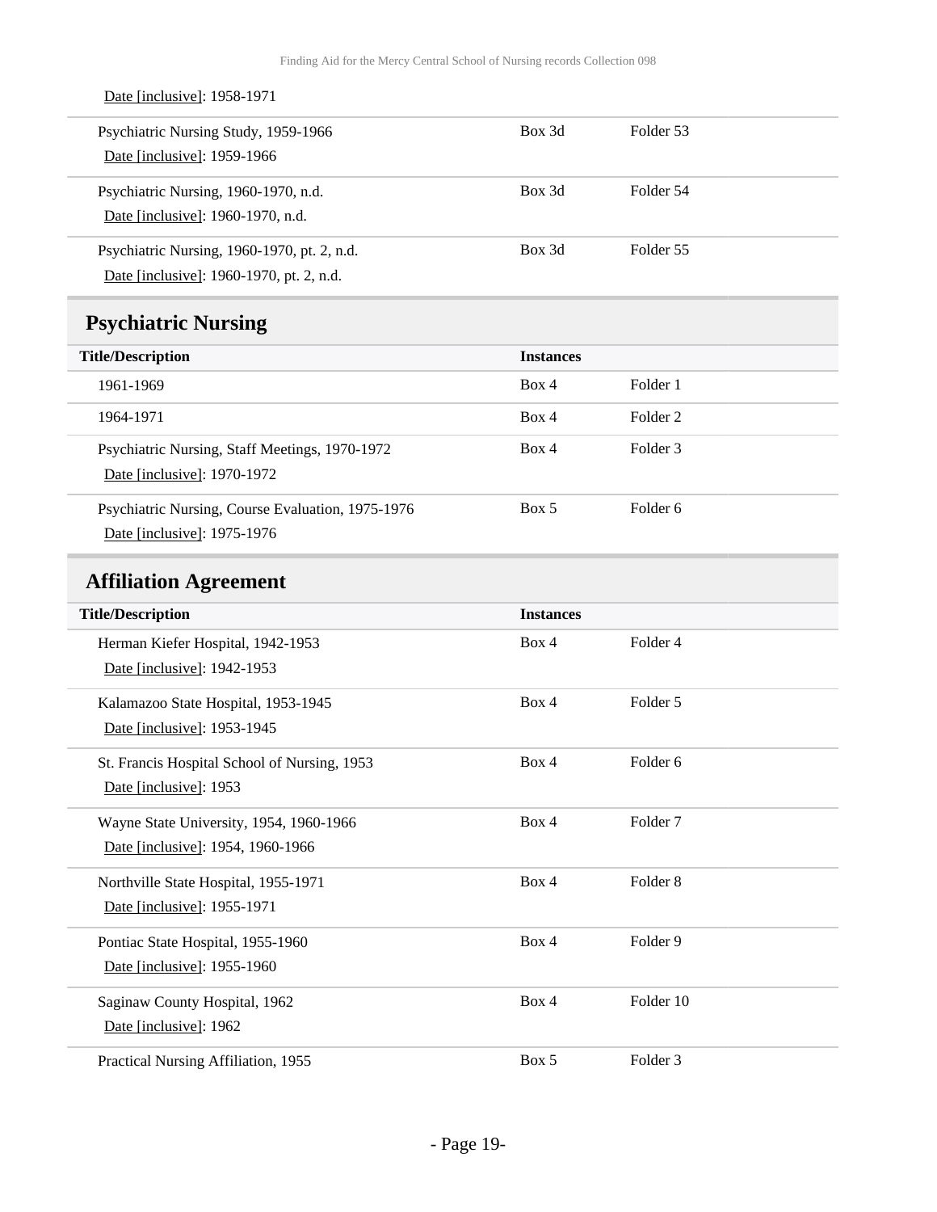Date [inclusive]: 1958-1971

| Title/Description | Instances | |
|---|---|---|
| Psychiatric Nursing Study, 1959-1966<br>Date [inclusive]: 1959-1966 | Box 3d | Folder 53 |
| Psychiatric Nursing, 1960-1970, n.d.<br>Date [inclusive]: 1960-1970, n.d. | Box 3d | Folder 54 |
| Psychiatric Nursing, 1960-1970, pt. 2, n.d.<br>Date [inclusive]: 1960-1970, pt. 2, n.d. | Box 3d | Folder 55 |

## Psychiatric Nursing

| Title/Description | Instances | |
|---|---|---|
| 1961-1969 | Box 4 | Folder 1 |
| 1964-1971 | Box 4 | Folder 2 |
| Psychiatric Nursing, Staff Meetings, 1970-1972<br>Date [inclusive]: 1970-1972 | Box 4 | Folder 3 |
| Psychiatric Nursing, Course Evaluation, 1975-1976<br>Date [inclusive]: 1975-1976 | Box 5 | Folder 6 |

## Affiliation Agreement

| Title/Description | Instances | |
|---|---|---|
| Herman Kiefer Hospital, 1942-1953<br>Date [inclusive]: 1942-1953 | Box 4 | Folder 4 |
| Kalamazoo State Hospital, 1953-1945<br>Date [inclusive]: 1953-1945 | Box 4 | Folder 5 |
| St. Francis Hospital School of Nursing, 1953<br>Date [inclusive]: 1953 | Box 4 | Folder 6 |
| Wayne State University, 1954, 1960-1966<br>Date [inclusive]: 1954, 1960-1966 | Box 4 | Folder 7 |
| Northville State Hospital, 1955-1971<br>Date [inclusive]: 1955-1971 | Box 4 | Folder 8 |
| Pontiac State Hospital, 1955-1960<br>Date [inclusive]: 1955-1960 | Box 4 | Folder 9 |
| Saginaw County Hospital, 1962<br>Date [inclusive]: 1962 | Box 4 | Folder 10 |
| Practical Nursing Affiliation, 1955 | Box 5 | Folder 3 |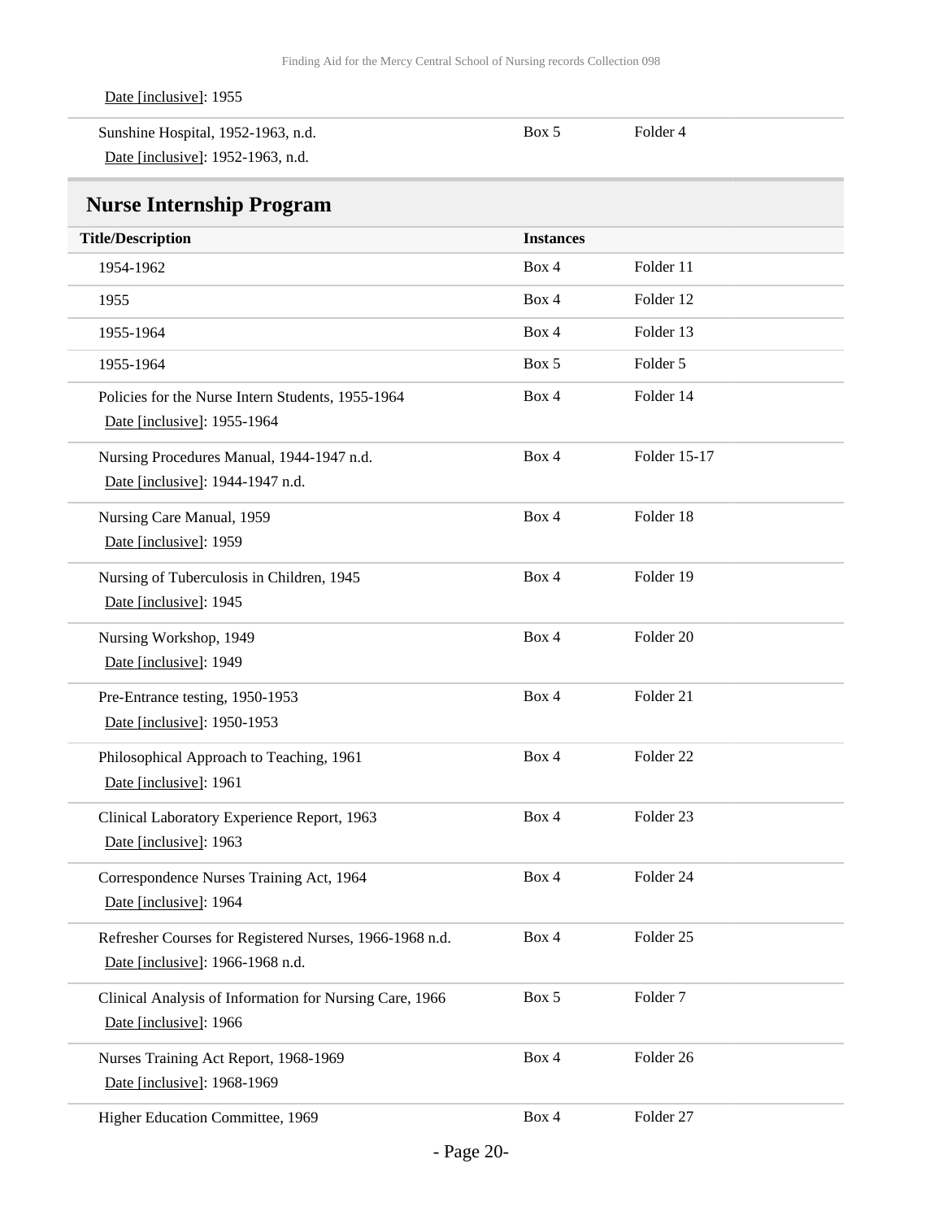| | | |
|---|---|---|
| Date [inclusive]: 1955 | | |
| Sunshine Hospital, 1952-1963, n.d.<br>Date [inclusive]: 1952-1963, n.d. | Box 5 | Folder 4 |

## Nurse Internship Program

| Title/Description | Instances | |
|---|---|---|
| 1954-1962 | Box 4 | Folder 11 |
| 1955 | Box 4 | Folder 12 |
| 1955-1964 | Box 4 | Folder 13 |
| 1955-1964 | Box 5 | Folder 5 |
| Policies for the Nurse Intern Students, 1955-1964<br>Date [inclusive]: 1955-1964 | Box 4 | Folder 14 |
| Nursing Procedures Manual, 1944-1947 n.d.<br>Date [inclusive]: 1944-1947 n.d. | Box 4 | Folder 15-17 |
| Nursing Care Manual, 1959<br>Date [inclusive]: 1959 | Box 4 | Folder 18 |
| Nursing of Tuberculosis in Children, 1945<br>Date [inclusive]: 1945 | Box 4 | Folder 19 |
| Nursing Workshop, 1949<br>Date [inclusive]: 1949 | Box 4 | Folder 20 |
| Pre-Entrance testing, 1950-1953<br>Date [inclusive]: 1950-1953 | Box 4 | Folder 21 |
| Philosophical Approach to Teaching, 1961<br>Date [inclusive]: 1961 | Box 4 | Folder 22 |
| Clinical Laboratory Experience Report, 1963<br>Date [inclusive]: 1963 | Box 4 | Folder 23 |
| Correspondence Nurses Training Act, 1964<br>Date [inclusive]: 1964 | Box 4 | Folder 24 |
| Refresher Courses for Registered Nurses, 1966-1968 n.d.<br>Date [inclusive]: 1966-1968 n.d. | Box 4 | Folder 25 |
| Clinical Analysis of Information for Nursing Care, 1966<br>Date [inclusive]: 1966 | Box 5 | Folder 7 |
| Nurses Training Act Report, 1968-1969<br>Date [inclusive]: 1968-1969 | Box 4 | Folder 26 |
| Higher Education Committee, 1969 | Box 4 | Folder 27 |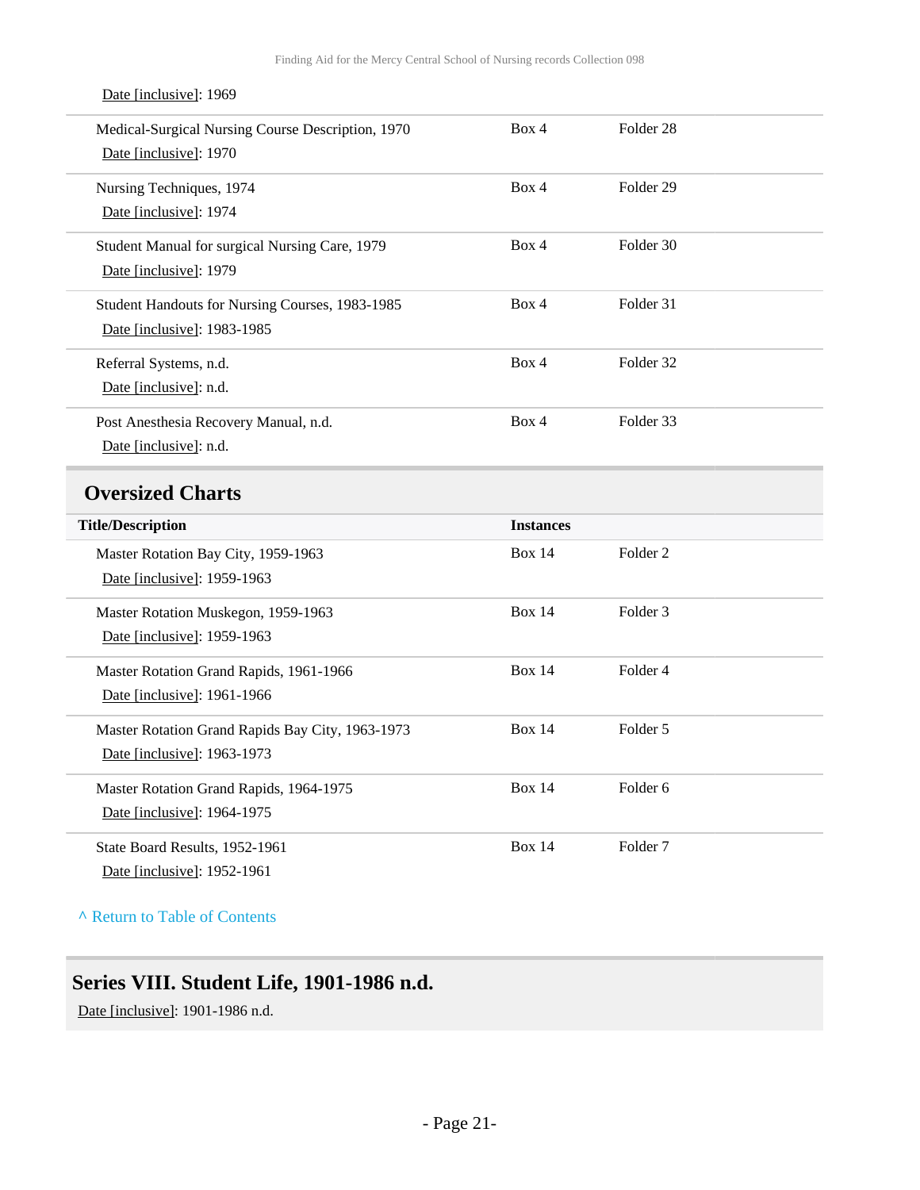Date [inclusive]: 1969

| Title/Description | Instances | |
|---|---|---|
| Medical-Surgical Nursing Course Description, 1970<br>Date [inclusive]: 1970 | Box 4 | Folder 28 |
| Nursing Techniques, 1974<br>Date [inclusive]: 1974 | Box 4 | Folder 29 |
| Student Manual for surgical Nursing Care, 1979<br>Date [inclusive]: 1979 | Box 4 | Folder 30 |
| Student Handouts for Nursing Courses, 1983-1985<br>Date [inclusive]: 1983-1985 | Box 4 | Folder 31 |
| Referral Systems, n.d.<br>Date [inclusive]: n.d. | Box 4 | Folder 32 |
| Post Anesthesia Recovery Manual, n.d.<br>Date [inclusive]: n.d. | Box 4 | Folder 33 |

### Oversized Charts

| Title/Description | Instances | |
|---|---|---|
| Master Rotation Bay City, 1959-1963<br>Date [inclusive]: 1959-1963 | Box 14 | Folder 2 |
| Master Rotation Muskegon, 1959-1963<br>Date [inclusive]: 1959-1963 | Box 14 | Folder 3 |
| Master Rotation Grand Rapids, 1961-1966<br>Date [inclusive]: 1961-1966 | Box 14 | Folder 4 |
| Master Rotation Grand Rapids Bay City, 1963-1973<br>Date [inclusive]: 1963-1973 | Box 14 | Folder 5 |
| Master Rotation Grand Rapids, 1964-1975<br>Date [inclusive]: 1964-1975 | Box 14 | Folder 6 |
| State Board Results, 1952-1961<br>Date [inclusive]: 1952-1961 | Box 14 | Folder 7 |

^ Return to Table of Contents

## Series VIII. Student Life, 1901-1986 n.d.

Date [inclusive]: 1901-1986 n.d.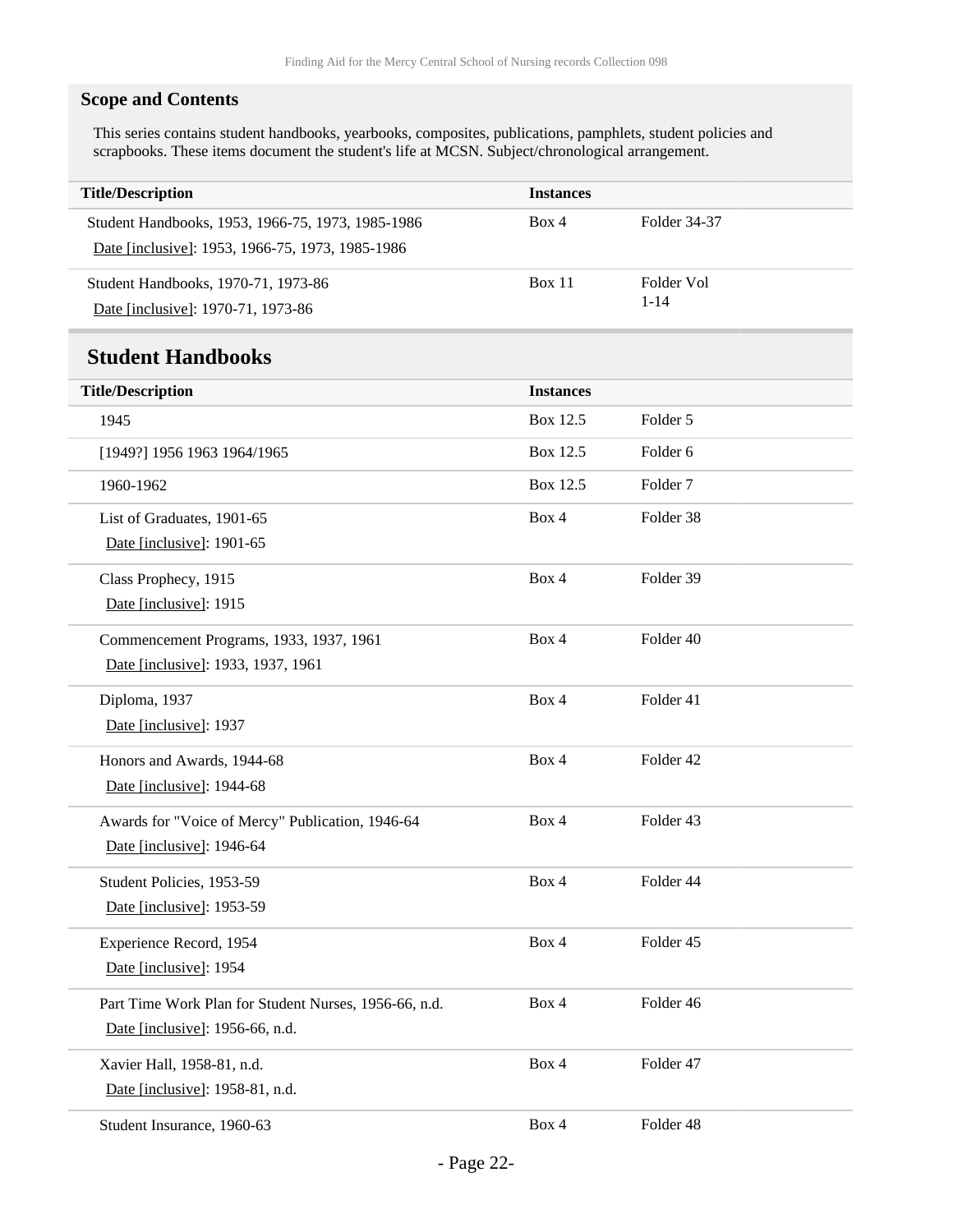## Scope and Contents

This series contains student handbooks, yearbooks, composites, publications, pamphlets, student policies and scrapbooks. These items document the student's life at MCSN. Subject/chronological arrangement.

| Title/Description | Instances | |
|---|---|---|
| Student Handbooks, 1953, 1966-75, 1973, 1985-1986<br>Date [inclusive]: 1953, 1966-75, 1973, 1985-1986 | Box 4 | Folder 34-37 |
| Student Handbooks, 1970-71, 1973-86<br>Date [inclusive]: 1970-71, 1973-86 | Box 11 | Folder Vol 1-14 |

## Student Handbooks

| Title/Description | Instances | |
|---|---|---|
| 1945 | Box 12.5 | Folder 5 |
| [1949?] 1956 1963 1964/1965 | Box 12.5 | Folder 6 |
| 1960-1962 | Box 12.5 | Folder 7 |
| List of Graduates, 1901-65<br>Date [inclusive]: 1901-65 | Box 4 | Folder 38 |
| Class Prophecy, 1915<br>Date [inclusive]: 1915 | Box 4 | Folder 39 |
| Commencement Programs, 1933, 1937, 1961<br>Date [inclusive]: 1933, 1937, 1961 | Box 4 | Folder 40 |
| Diploma, 1937<br>Date [inclusive]: 1937 | Box 4 | Folder 41 |
| Honors and Awards, 1944-68<br>Date [inclusive]: 1944-68 | Box 4 | Folder 42 |
| Awards for "Voice of Mercy" Publication, 1946-64<br>Date [inclusive]: 1946-64 | Box 4 | Folder 43 |
| Student Policies, 1953-59<br>Date [inclusive]: 1953-59 | Box 4 | Folder 44 |
| Experience Record, 1954<br>Date [inclusive]: 1954 | Box 4 | Folder 45 |
| Part Time Work Plan for Student Nurses, 1956-66, n.d.<br>Date [inclusive]: 1956-66, n.d. | Box 4 | Folder 46 |
| Xavier Hall, 1958-81, n.d.<br>Date [inclusive]: 1958-81, n.d. | Box 4 | Folder 47 |
| Student Insurance, 1960-63 | Box 4 | Folder 48 |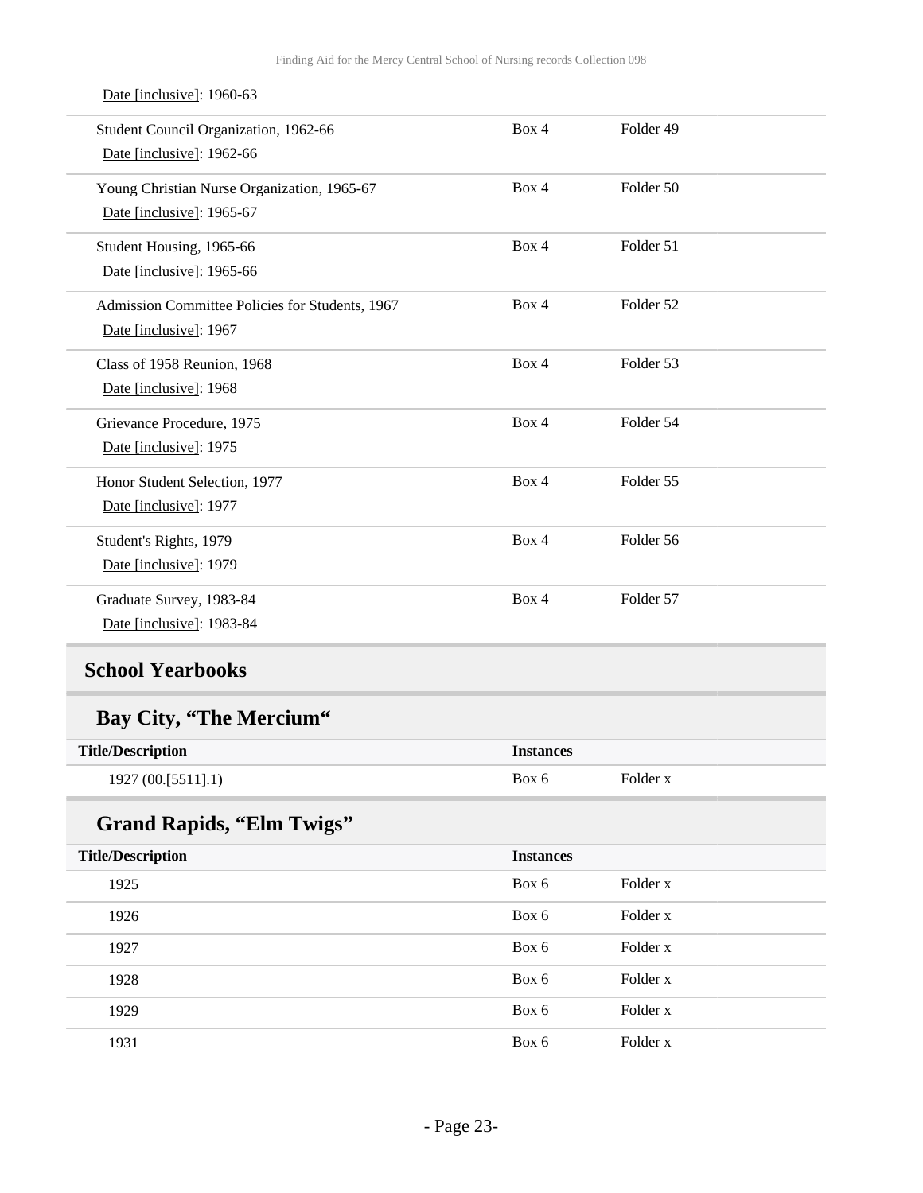Date [inclusive]: 1960-63

| | | |
|---|---|---|
| Student Council Organization, 1962-66<br>Date [inclusive]: 1962-66 | Box 4 | Folder 49 |
| Young Christian Nurse Organization, 1965-67<br>Date [inclusive]: 1965-67 | Box 4 | Folder 50 |
| Student Housing, 1965-66<br>Date [inclusive]: 1965-66 | Box 4 | Folder 51 |
| Admission Committee Policies for Students, 1967<br>Date [inclusive]: 1967 | Box 4 | Folder 52 |
| Class of 1958 Reunion, 1968<br>Date [inclusive]: 1968 | Box 4 | Folder 53 |
| Grievance Procedure, 1975<br>Date [inclusive]: 1975 | Box 4 | Folder 54 |
| Honor Student Selection, 1977<br>Date [inclusive]: 1977 | Box 4 | Folder 55 |
| Student's Rights, 1979<br>Date [inclusive]: 1979 | Box 4 | Folder 56 |
| Graduate Survey, 1983-84<br>Date [inclusive]: 1983-84 | Box 4 | Folder 57 |

## School Yearbooks

### Bay City, “The Mercium“

| Title/Description | Instances | |
|---|---|---|
| 1927 (00.[5511].1) | Box 6 | Folder x |

### Grand Rapids, “Elm Twigs”

| Title/Description | Instances | |
|---|---|---|
| 1925 | Box 6 | Folder x |
| 1926 | Box 6 | Folder x |
| 1927 | Box 6 | Folder x |
| 1928 | Box 6 | Folder x |
| 1929 | Box 6 | Folder x |
| 1931 | Box 6 | Folder x |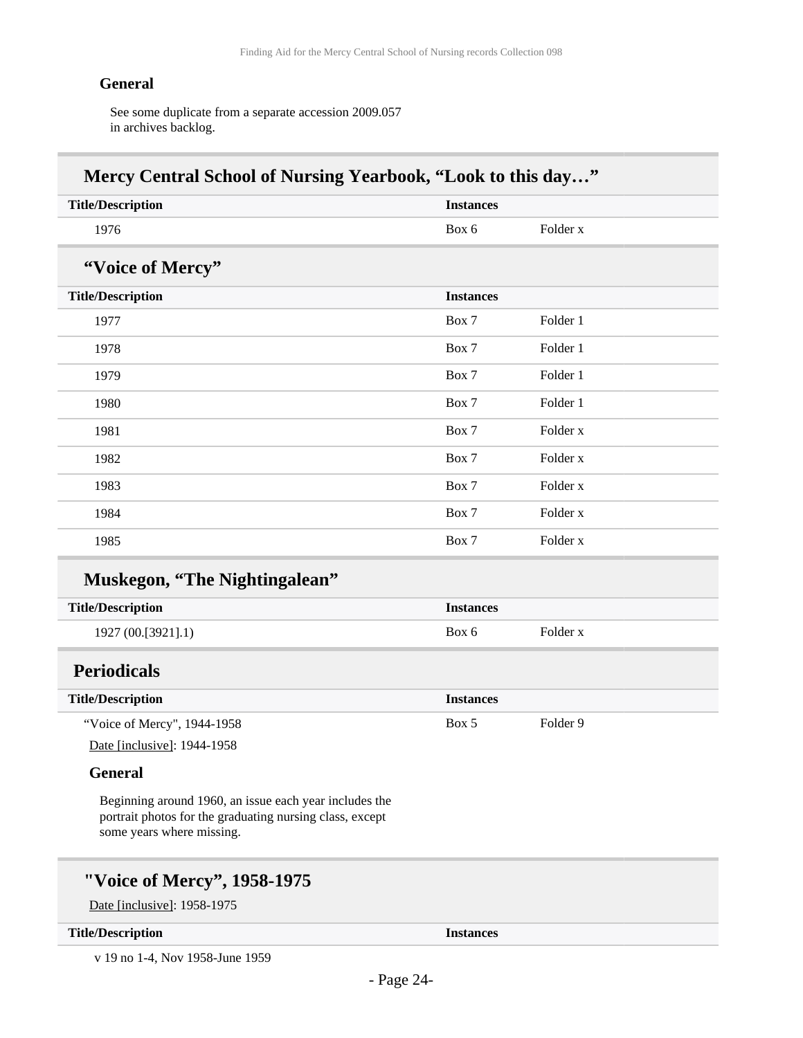#### General

See some duplicate from a separate accession 2009.057 in archives backlog.

## Mercy Central School of Nursing Yearbook, “Look to this day…”

| Title/Description | Instances | |
|---|---|---|
| 1976 | Box 6 | Folder x |

## “Voice of Mercy”

| Title/Description | Instances | |
|---|---|---|
| 1977 | Box 7 | Folder 1 |
| 1978 | Box 7 | Folder 1 |
| 1979 | Box 7 | Folder 1 |
| 1980 | Box 7 | Folder 1 |
| 1981 | Box 7 | Folder x |
| 1982 | Box 7 | Folder x |
| 1983 | Box 7 | Folder x |
| 1984 | Box 7 | Folder x |
| 1985 | Box 7 | Folder x |

## Muskegon, “The Nightingalean”

| Title/Description | Instances | |
|---|---|---|
| 1927 (00.[3921].1) | Box 6 | Folder x |

## Periodicals

| Title/Description | Instances | |
|---|---|---|
| “Voice of Mercy", 1944-1958 | Box 5 | Folder 9 |

Date [inclusive]: 1944-1958

#### General

Beginning around 1960, an issue each year includes the portrait photos for the graduating nursing class, except some years where missing.

## "Voice of Mercy”, 1958-1975

Date [inclusive]: 1958-1975

| Title/Description | Instances |
|---|---|
| v 19 no 1-4, Nov 1958-June 1959 | |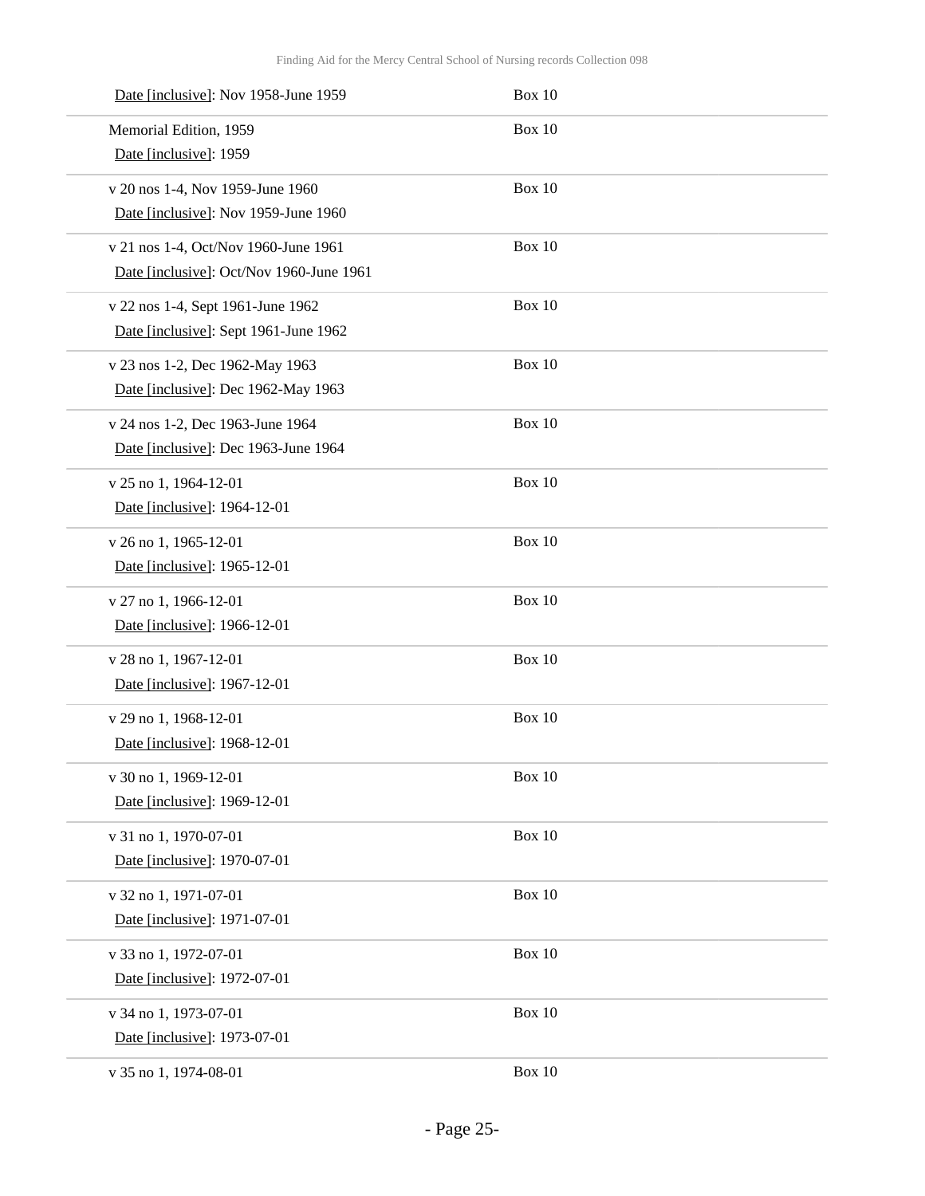| | |
|---|---|
| Date [inclusive]: Nov 1958-June 1959 | Box 10 |
| Memorial Edition, 1959<br>Date [inclusive]: 1959 | Box 10 |
| v 20 nos 1-4, Nov 1959-June 1960<br>Date [inclusive]: Nov 1959-June 1960 | Box 10 |
| v 21 nos 1-4, Oct/Nov 1960-June 1961<br>Date [inclusive]: Oct/Nov 1960-June 1961 | Box 10 |
| v 22 nos 1-4, Sept 1961-June 1962<br>Date [inclusive]: Sept 1961-June 1962 | Box 10 |
| v 23 nos 1-2, Dec 1962-May 1963<br>Date [inclusive]: Dec 1962-May 1963 | Box 10 |
| v 24 nos 1-2, Dec 1963-June 1964<br>Date [inclusive]: Dec 1963-June 1964 | Box 10 |
| v 25 no 1, 1964-12-01<br>Date [inclusive]: 1964-12-01 | Box 10 |
| v 26 no 1, 1965-12-01<br>Date [inclusive]: 1965-12-01 | Box 10 |
| v 27 no 1, 1966-12-01<br>Date [inclusive]: 1966-12-01 | Box 10 |
| v 28 no 1, 1967-12-01<br>Date [inclusive]: 1967-12-01 | Box 10 |
| v 29 no 1, 1968-12-01<br>Date [inclusive]: 1968-12-01 | Box 10 |
| v 30 no 1, 1969-12-01<br>Date [inclusive]: 1969-12-01 | Box 10 |
| v 31 no 1, 1970-07-01<br>Date [inclusive]: 1970-07-01 | Box 10 |
| v 32 no 1, 1971-07-01<br>Date [inclusive]: 1971-07-01 | Box 10 |
| v 33 no 1, 1972-07-01<br>Date [inclusive]: 1972-07-01 | Box 10 |
| v 34 no 1, 1973-07-01<br>Date [inclusive]: 1973-07-01 | Box 10 |
| v 35 no 1, 1974-08-01 | Box 10 |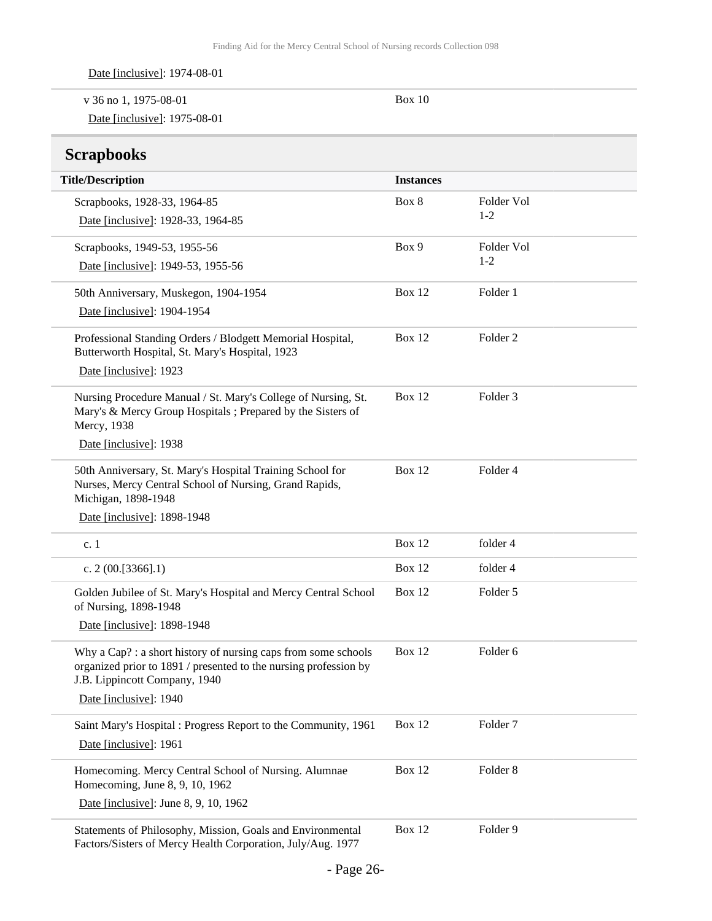Date [inclusive]: 1974-08-01

| | |
|---|---|
| v 36 no 1, 1975-08-01<br>Date [inclusive]: 1975-08-01 | Box 10 |

## Scrapbooks

| Title/Description | Instances | |
|---|---|---|
| Scrapbooks, 1928-33, 1964-85<br>Date [inclusive]: 1928-33, 1964-85 | Box 8 | Folder Vol 1-2 |
| Scrapbooks, 1949-53, 1955-56<br>Date [inclusive]: 1949-53, 1955-56 | Box 9 | Folder Vol 1-2 |
| 50th Anniversary, Muskegon, 1904-1954<br>Date [inclusive]: 1904-1954 | Box 12 | Folder 1 |
| Professional Standing Orders / Blodgett Memorial Hospital, Butterworth Hospital, St. Mary's Hospital, 1923<br>Date [inclusive]: 1923 | Box 12 | Folder 2 |
| Nursing Procedure Manual / St. Mary's College of Nursing, St. Mary's & Mercy Group Hospitals ; Prepared by the Sisters of Mercy, 1938<br>Date [inclusive]: 1938 | Box 12 | Folder 3 |
| 50th Anniversary, St. Mary's Hospital Training School for Nurses, Mercy Central School of Nursing, Grand Rapids, Michigan, 1898-1948<br>Date [inclusive]: 1898-1948 | Box 12 | Folder 4 |
| c. 1 | Box 12 | folder 4 |
| c. 2 (00.[3366].1) | Box 12 | folder 4 |
| Golden Jubilee of St. Mary's Hospital and Mercy Central School of Nursing, 1898-1948<br>Date [inclusive]: 1898-1948 | Box 12 | Folder 5 |
| Why a Cap? : a short history of nursing caps from some schools organized prior to 1891 / presented to the nursing profession by J.B. Lippincott Company, 1940<br>Date [inclusive]: 1940 | Box 12 | Folder 6 |
| Saint Mary's Hospital : Progress Report to the Community, 1961<br>Date [inclusive]: 1961 | Box 12 | Folder 7 |
| Homecoming. Mercy Central School of Nursing. Alumnae Homecoming, June 8, 9, 10, 1962<br>Date [inclusive]: June 8, 9, 10, 1962 | Box 12 | Folder 8 |
| Statements of Philosophy, Mission, Goals and Environmental Factors/Sisters of Mercy Health Corporation, July/Aug. 1977 | Box 12 | Folder 9 |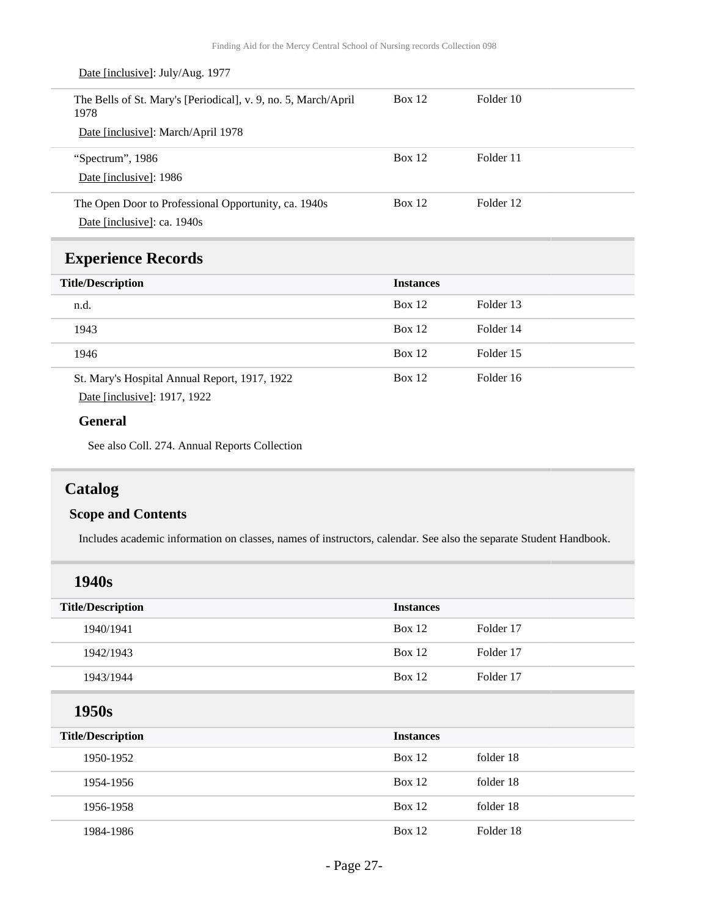Date [inclusive]: July/Aug. 1977

| | | |
|---|---|---|
| The Bells of St. Mary's [Periodical], v. 9, no. 5, March/April 1978<br>Date [inclusive]: March/April 1978 | Box 12 | Folder 10 |
| "Spectrum", 1986<br>Date [inclusive]: 1986 | Box 12 | Folder 11 |
| The Open Door to Professional Opportunity, ca. 1940s<br>Date [inclusive]: ca. 1940s | Box 12 | Folder 12 |

## Experience Records

| Title/Description | Instances | |
|---|---|---|
| n.d. | Box 12 | Folder 13 |
| 1943 | Box 12 | Folder 14 |
| 1946 | Box 12 | Folder 15 |
| St. Mary's Hospital Annual Report, 1917, 1922<br>Date [inclusive]: 1917, 1922 | Box 12 | Folder 16 |

### General

See also Coll. 274. Annual Reports Collection

## Catalog

### Scope and Contents

Includes academic information on classes, names of instructors, calendar. See also the separate Student Handbook.

### 1940s

| Title/Description | Instances | |
|---|---|---|
| 1940/1941 | Box 12 | Folder 17 |
| 1942/1943 | Box 12 | Folder 17 |
| 1943/1944 | Box 12 | Folder 17 |

### 1950s

| Title/Description | Instances | |
|---|---|---|
| 1950-1952 | Box 12 | folder 18 |
| 1954-1956 | Box 12 | folder 18 |
| 1956-1958 | Box 12 | folder 18 |
| 1984-1986 | Box 12 | Folder 18 |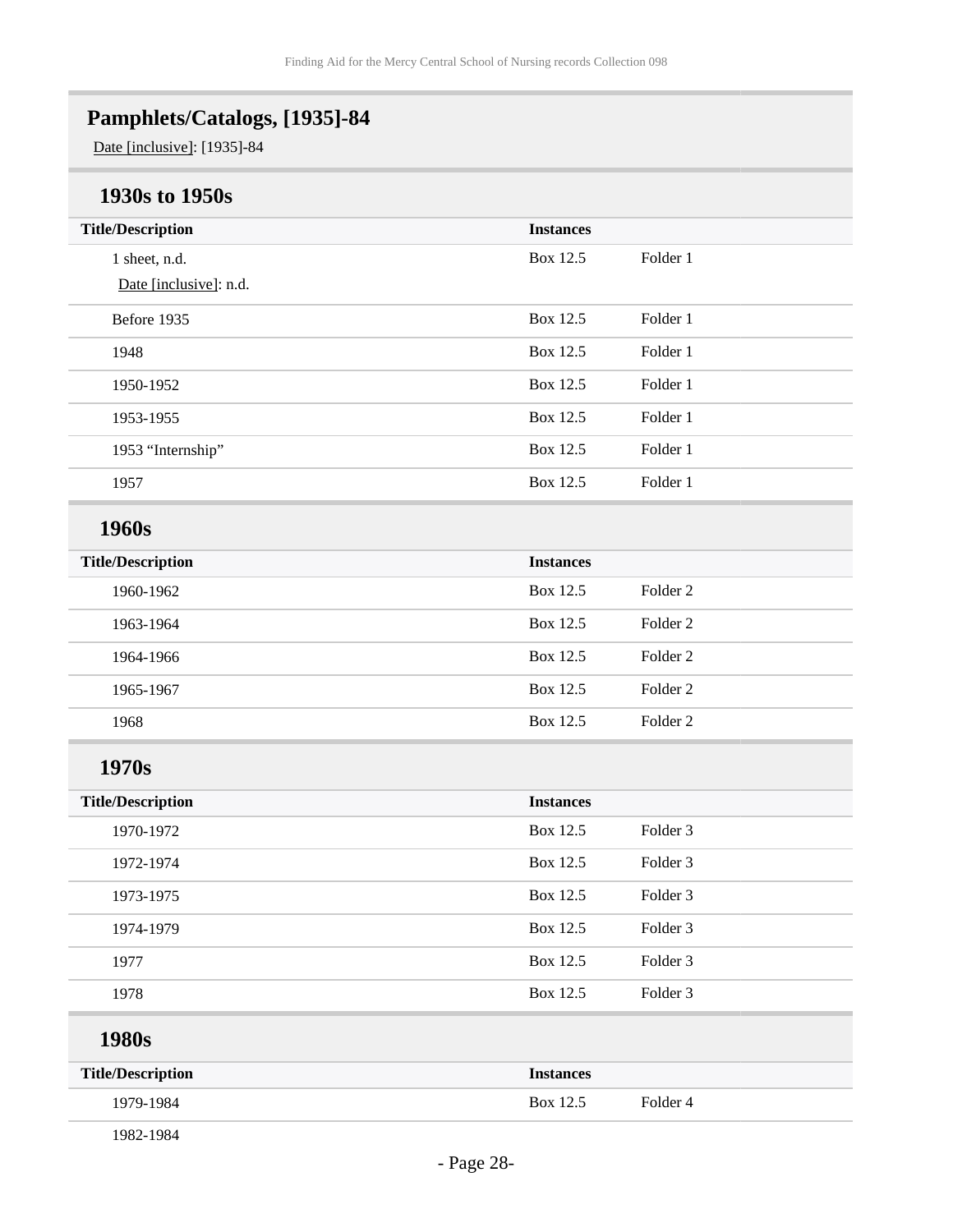## Pamphlets/Catalogs, [1935]-84

Date [inclusive]: [1935]-84

### 1930s to 1950s

| Title/Description | Instances | |
|---|---|---|
| 1 sheet, n.d.<br>Date [inclusive]: n.d. | Box 12.5 | Folder 1 |
| Before 1935 | Box 12.5 | Folder 1 |
| 1948 | Box 12.5 | Folder 1 |
| 1950-1952 | Box 12.5 | Folder 1 |
| 1953-1955 | Box 12.5 | Folder 1 |
| 1953 “Internship” | Box 12.5 | Folder 1 |
| 1957 | Box 12.5 | Folder 1 |

### 1960s

| Title/Description | Instances | |
|---|---|---|
| 1960-1962 | Box 12.5 | Folder 2 |
| 1963-1964 | Box 12.5 | Folder 2 |
| 1964-1966 | Box 12.5 | Folder 2 |
| 1965-1967 | Box 12.5 | Folder 2 |
| 1968 | Box 12.5 | Folder 2 |

### 1970s

| Title/Description | Instances | |
|---|---|---|
| 1970-1972 | Box 12.5 | Folder 3 |
| 1972-1974 | Box 12.5 | Folder 3 |
| 1973-1975 | Box 12.5 | Folder 3 |
| 1974-1979 | Box 12.5 | Folder 3 |
| 1977 | Box 12.5 | Folder 3 |
| 1978 | Box 12.5 | Folder 3 |

### 1980s

| Title/Description | Instances | |
|---|---|---|
| 1979-1984 | Box 12.5 | Folder 4 |
| 1982-1984 | | |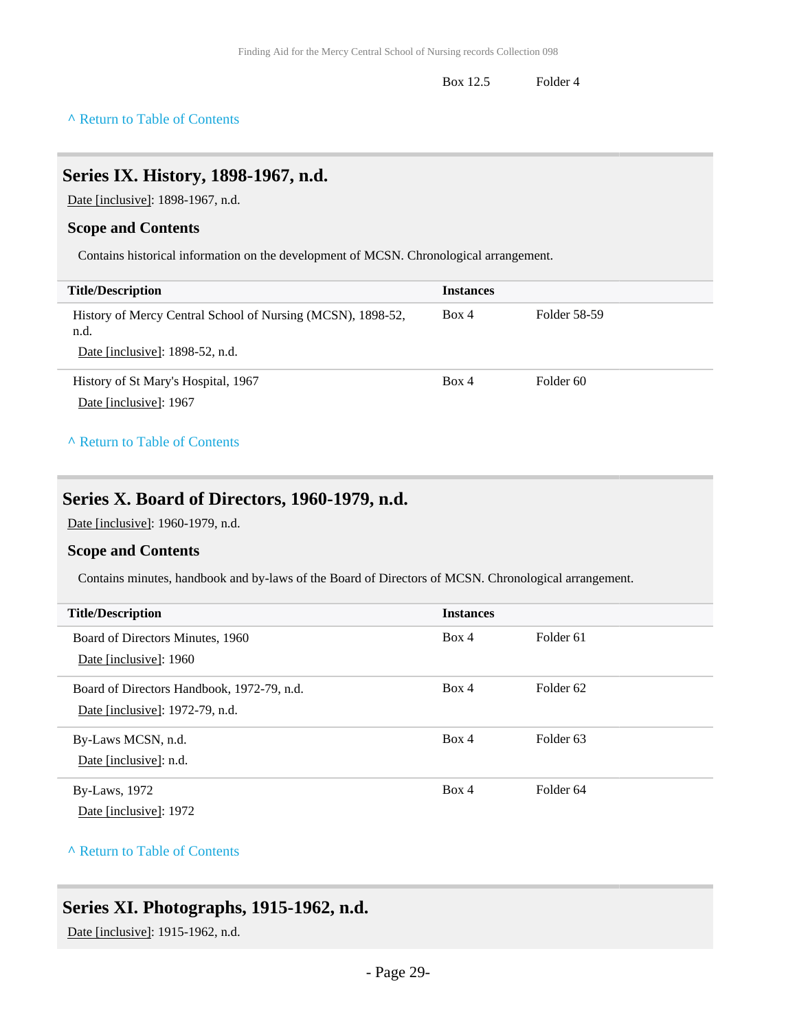| | Box 12.5 | Folder 4 |
|---|---|---|

^ Return to Table of Contents

## Series IX. History, 1898-1967, n.d.

Date [inclusive]: 1898-1967, n.d.

### Scope and Contents

Contains historical information on the development of MCSN. Chronological arrangement.

| Title/Description | Instances | |
|---|---|---|
| History of Mercy Central School of Nursing (MCSN), 1898-52, n.d.<br>Date [inclusive]: 1898-52, n.d. | Box 4 | Folder 58-59 |
| History of St Mary's Hospital, 1967<br>Date [inclusive]: 1967 | Box 4 | Folder 60 |

^ Return to Table of Contents

## Series X. Board of Directors, 1960-1979, n.d.

Date [inclusive]: 1960-1979, n.d.

### Scope and Contents

Contains minutes, handbook and by-laws of the Board of Directors of MCSN. Chronological arrangement.

| Title/Description | Instances | |
|---|---|---|
| Board of Directors Minutes, 1960<br>Date [inclusive]: 1960 | Box 4 | Folder 61 |
| Board of Directors Handbook, 1972-79, n.d.<br>Date [inclusive]: 1972-79, n.d. | Box 4 | Folder 62 |
| By-Laws MCSN, n.d.<br>Date [inclusive]: n.d. | Box 4 | Folder 63 |
| By-Laws, 1972<br>Date [inclusive]: 1972 | Box 4 | Folder 64 |

^ Return to Table of Contents

## Series XI. Photographs, 1915-1962, n.d.

Date [inclusive]: 1915-1962, n.d.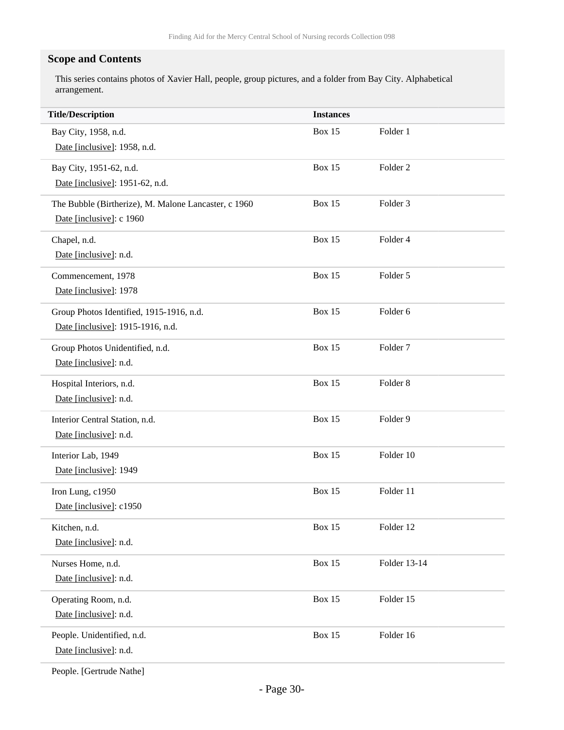## Scope and Contents

This series contains photos of Xavier Hall, people, group pictures, and a folder from Bay City. Alphabetical arrangement.

| Title/Description | Instances | |
|---|---|---|
| Bay City, 1958, n.d.<br>Date [inclusive]: 1958, n.d. | Box 15 | Folder 1 |
| Bay City, 1951-62, n.d.<br>Date [inclusive]: 1951-62, n.d. | Box 15 | Folder 2 |
| The Bubble (Birtherize), M. Malone Lancaster, c 1960<br>Date [inclusive]: c 1960 | Box 15 | Folder 3 |
| Chapel, n.d.<br>Date [inclusive]: n.d. | Box 15 | Folder 4 |
| Commencement, 1978<br>Date [inclusive]: 1978 | Box 15 | Folder 5 |
| Group Photos Identified, 1915-1916, n.d.<br>Date [inclusive]: 1915-1916, n.d. | Box 15 | Folder 6 |
| Group Photos Unidentified, n.d.<br>Date [inclusive]: n.d. | Box 15 | Folder 7 |
| Hospital Interiors, n.d.<br>Date [inclusive]: n.d. | Box 15 | Folder 8 |
| Interior Central Station, n.d.<br>Date [inclusive]: n.d. | Box 15 | Folder 9 |
| Interior Lab, 1949<br>Date [inclusive]: 1949 | Box 15 | Folder 10 |
| Iron Lung, c1950<br>Date [inclusive]: c1950 | Box 15 | Folder 11 |
| Kitchen, n.d.<br>Date [inclusive]: n.d. | Box 15 | Folder 12 |
| Nurses Home, n.d.<br>Date [inclusive]: n.d. | Box 15 | Folder 13-14 |
| Operating Room, n.d.<br>Date [inclusive]: n.d. | Box 15 | Folder 15 |
| People. Unidentified, n.d.<br>Date [inclusive]: n.d. | Box 15 | Folder 16 |
| People. [Gertrude Nathe] | | |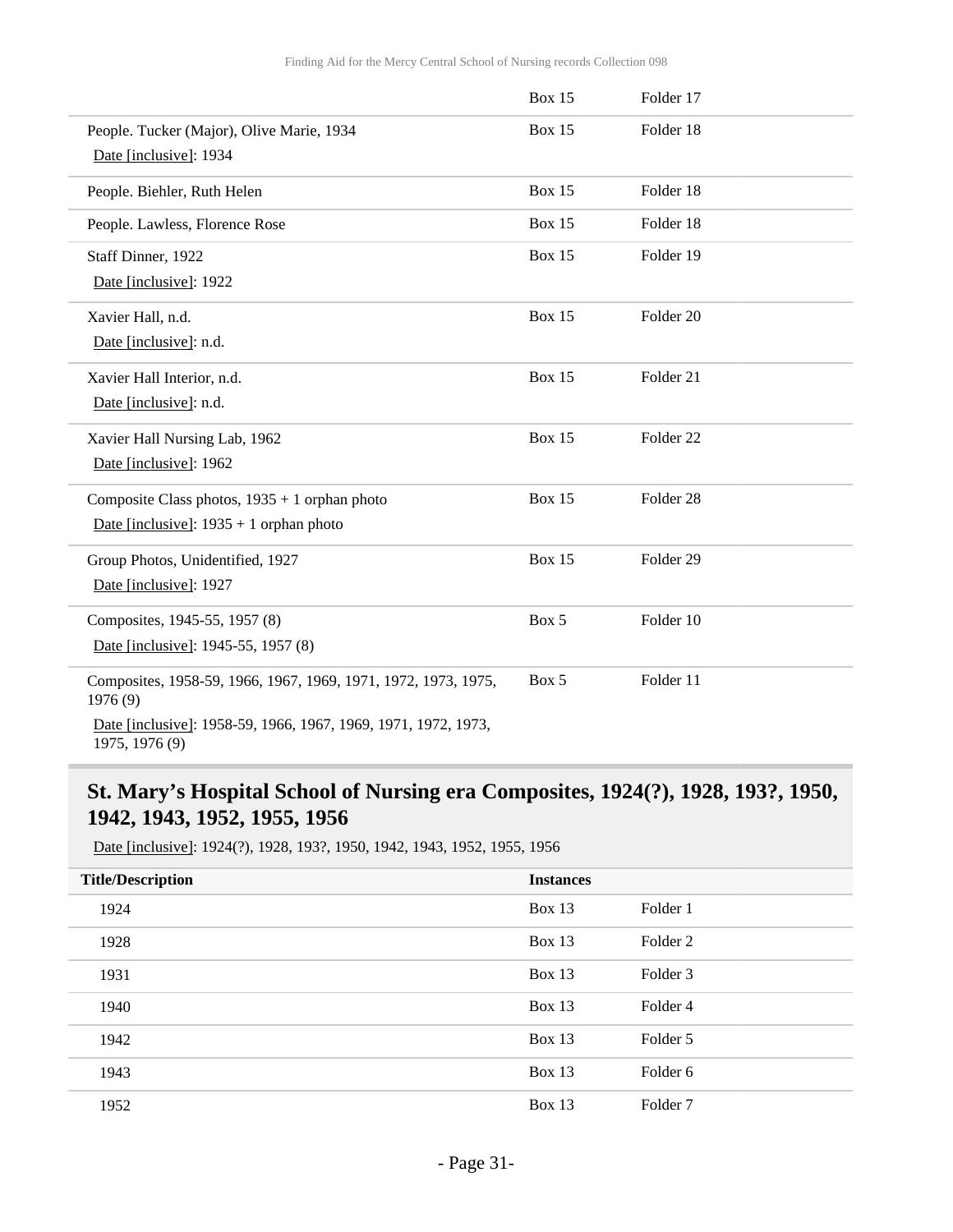| | | |
|---|---|---|
| | Box 15 | Folder 17 |
| People. Tucker (Major), Olive Marie, 1934<br>Date [inclusive]: 1934 | Box 15 | Folder 18 |
| People. Biehler, Ruth Helen | Box 15 | Folder 18 |
| People. Lawless, Florence Rose | Box 15 | Folder 18 |
| Staff Dinner, 1922<br>Date [inclusive]: 1922 | Box 15 | Folder 19 |
| Xavier Hall, n.d.<br>Date [inclusive]: n.d. | Box 15 | Folder 20 |
| Xavier Hall Interior, n.d.<br>Date [inclusive]: n.d. | Box 15 | Folder 21 |
| Xavier Hall Nursing Lab, 1962<br>Date [inclusive]: 1962 | Box 15 | Folder 22 |
| Composite Class photos, 1935 + 1 orphan photo<br>Date [inclusive]: 1935 + 1 orphan photo | Box 15 | Folder 28 |
| Group Photos, Unidentified, 1927<br>Date [inclusive]: 1927 | Box 15 | Folder 29 |
| Composites, 1945-55, 1957 (8)<br>Date [inclusive]: 1945-55, 1957 (8) | Box 5 | Folder 10 |
| Composites, 1958-59, 1966, 1967, 1969, 1971, 1972, 1973, 1975, 1976 (9)<br>Date [inclusive]: 1958-59, 1966, 1967, 1969, 1971, 1972, 1973, 1975, 1976 (9) | Box 5 | Folder 11 |

## St. Mary's Hospital School of Nursing era Composites, 1924(?), 1928, 193?, 1950, 1942, 1943, 1952, 1955, 1956

Date [inclusive]: 1924(?), 1928, 193?, 1950, 1942, 1943, 1952, 1955, 1956

| Title/Description | Instances | |
|---|---|---|
| 1924 | Box 13 | Folder 1 |
| 1928 | Box 13 | Folder 2 |
| 1931 | Box 13 | Folder 3 |
| 1940 | Box 13 | Folder 4 |
| 1942 | Box 13 | Folder 5 |
| 1943 | Box 13 | Folder 6 |
| 1952 | Box 13 | Folder 7 |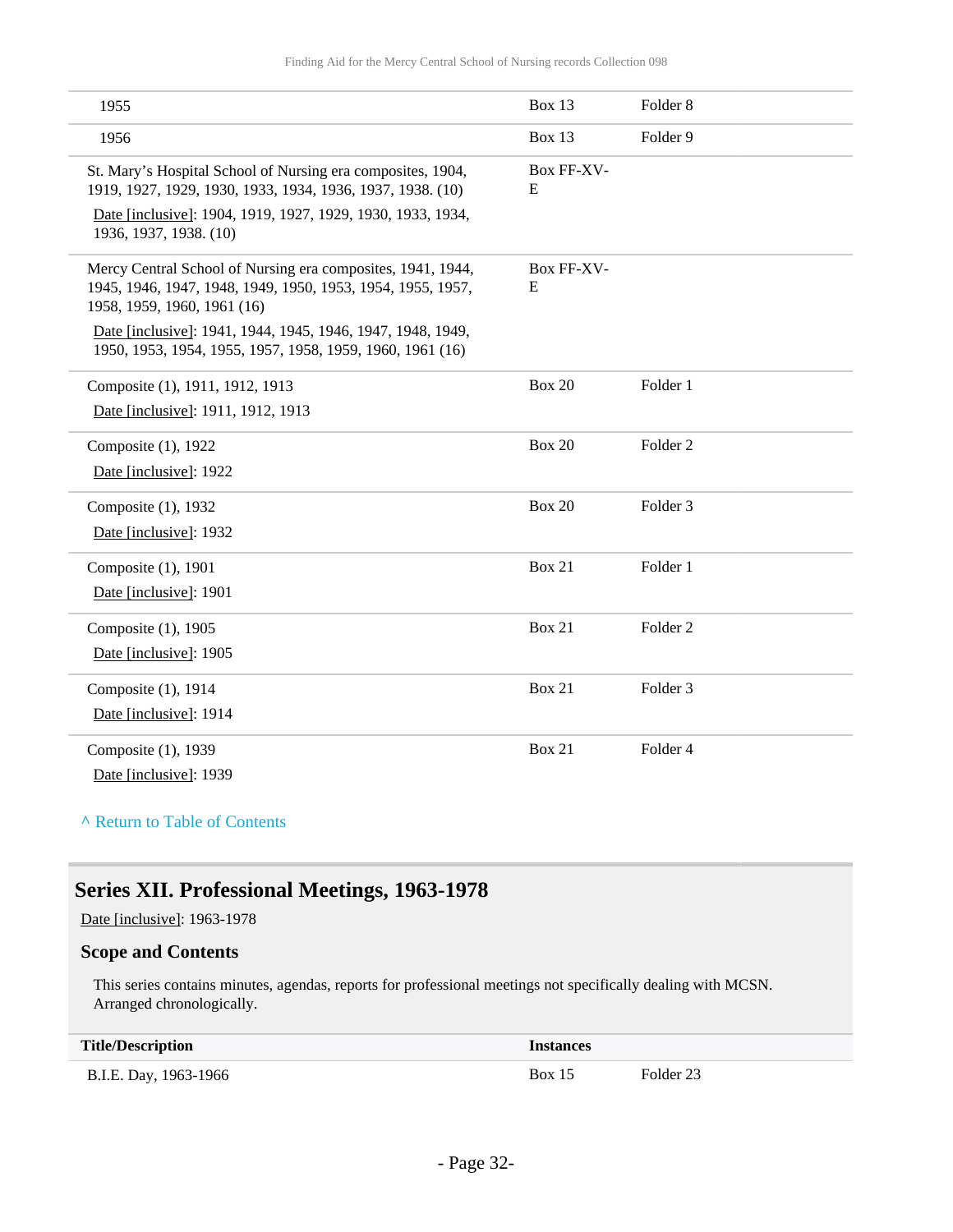| Title/Description | Instances | |
|---|---|---|
| 1955 | Box 13 | Folder 8 |
| 1956 | Box 13 | Folder 9 |
| St. Mary's Hospital School of Nursing era composites, 1904, 1919, 1927, 1929, 1930, 1933, 1934, 1936, 1937, 1938. (10)<br>Date [inclusive]: 1904, 1919, 1927, 1929, 1930, 1933, 1934, 1936, 1937, 1938. (10) | Box FF-XV-E | |
| Mercy Central School of Nursing era composites, 1941, 1944, 1945, 1946, 1947, 1948, 1949, 1950, 1953, 1954, 1955, 1957, 1958, 1959, 1960, 1961 (16)<br>Date [inclusive]: 1941, 1944, 1945, 1946, 1947, 1948, 1949, 1950, 1953, 1954, 1955, 1957, 1958, 1959, 1960, 1961 (16) | Box FF-XV-E | |
| Composite (1), 1911, 1912, 1913<br>Date [inclusive]: 1911, 1912, 1913 | Box 20 | Folder 1 |
| Composite (1), 1922<br>Date [inclusive]: 1922 | Box 20 | Folder 2 |
| Composite (1), 1932<br>Date [inclusive]: 1932 | Box 20 | Folder 3 |
| Composite (1), 1901<br>Date [inclusive]: 1901 | Box 21 | Folder 1 |
| Composite (1), 1905<br>Date [inclusive]: 1905 | Box 21 | Folder 2 |
| Composite (1), 1914<br>Date [inclusive]: 1914 | Box 21 | Folder 3 |
| Composite (1), 1939<br>Date [inclusive]: 1939 | Box 21 | Folder 4 |

^ Return to Table of Contents

## Series XII. Professional Meetings, 1963-1978

Date [inclusive]: 1963-1978

### Scope and Contents

This series contains minutes, agendas, reports for professional meetings not specifically dealing with MCSN. Arranged chronologically.

| Title/Description | Instances | |
|---|---|---|
| B.I.E. Day, 1963-1966 | Box 15 | Folder 23 |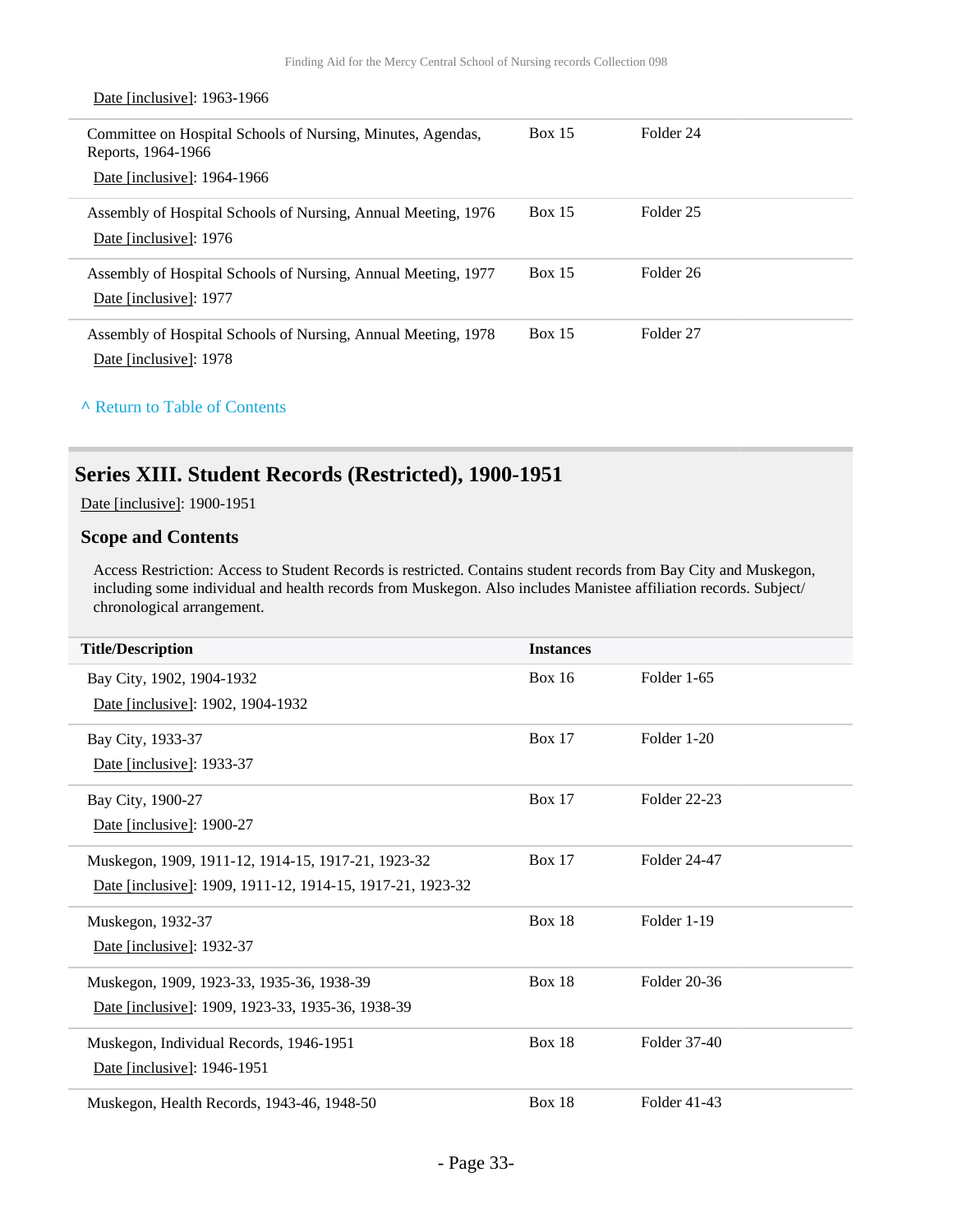Date [inclusive]: 1963-1966

| | | |
|---|---|---|
| Committee on Hospital Schools of Nursing, Minutes, Agendas, Reports, 1964-1966<br>Date [inclusive]: 1964-1966 | Box 15 | Folder 24 |
| Assembly of Hospital Schools of Nursing, Annual Meeting, 1976<br>Date [inclusive]: 1976 | Box 15 | Folder 25 |
| Assembly of Hospital Schools of Nursing, Annual Meeting, 1977<br>Date [inclusive]: 1977 | Box 15 | Folder 26 |
| Assembly of Hospital Schools of Nursing, Annual Meeting, 1978<br>Date [inclusive]: 1978 | Box 15 | Folder 27 |

^ Return to Table of Contents

## Series XIII. Student Records (Restricted), 1900-1951

Date [inclusive]: 1900-1951

### Scope and Contents

Access Restriction: Access to Student Records is restricted. Contains student records from Bay City and Muskegon, including some individual and health records from Muskegon. Also includes Manistee affiliation records. Subject/chronological arrangement.

| Title/Description | Instances | |
|---|---|---|
| Bay City, 1902, 1904-1932<br>Date [inclusive]: 1902, 1904-1932 | Box 16 | Folder 1-65 |
| Bay City, 1933-37<br>Date [inclusive]: 1933-37 | Box 17 | Folder 1-20 |
| Bay City, 1900-27<br>Date [inclusive]: 1900-27 | Box 17 | Folder 22-23 |
| Muskegon, 1909, 1911-12, 1914-15, 1917-21, 1923-32<br>Date [inclusive]: 1909, 1911-12, 1914-15, 1917-21, 1923-32 | Box 17 | Folder 24-47 |
| Muskegon, 1932-37<br>Date [inclusive]: 1932-37 | Box 18 | Folder 1-19 |
| Muskegon, 1909, 1923-33, 1935-36, 1938-39<br>Date [inclusive]: 1909, 1923-33, 1935-36, 1938-39 | Box 18 | Folder 20-36 |
| Muskegon, Individual Records, 1946-1951<br>Date [inclusive]: 1946-1951 | Box 18 | Folder 37-40 |
| Muskegon, Health Records, 1943-46, 1948-50 | Box 18 | Folder 41-43 |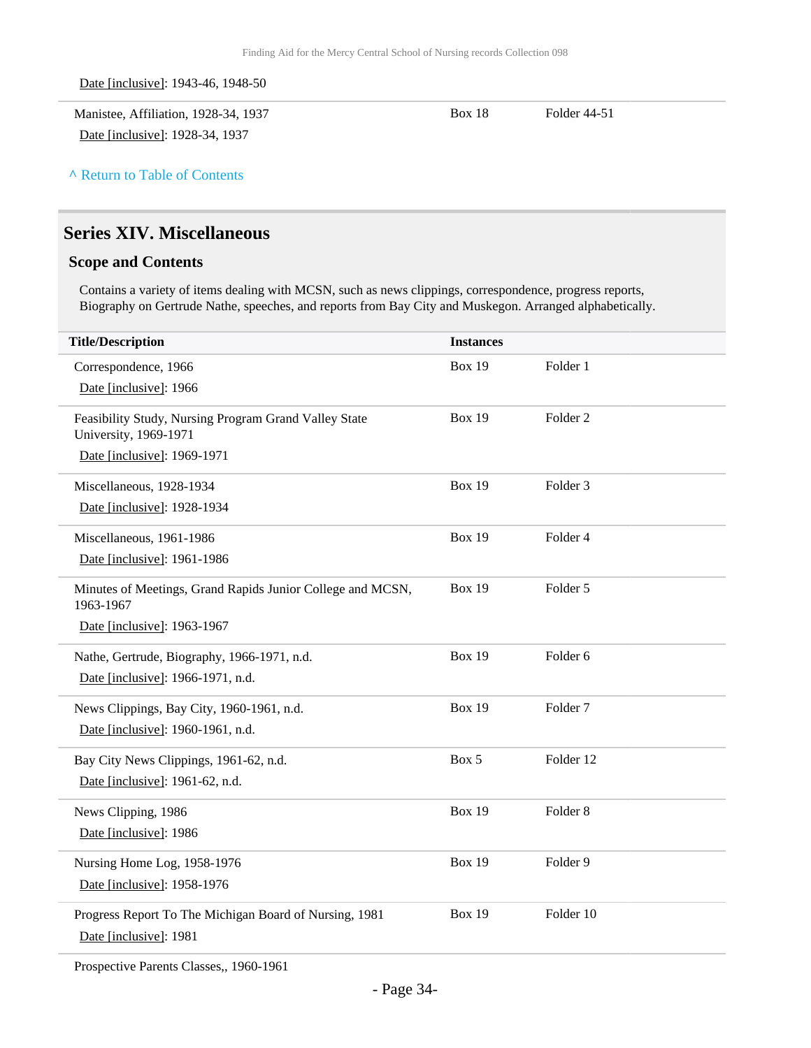Date [inclusive]: 1943-46, 1948-50

| Title/Description | Instances | |
|---|---|---|
| Manistee, Affiliation, 1928-34, 1937<br>Date [inclusive]: 1928-34, 1937 | Box 18 | Folder 44-51 |

^ Return to Table of Contents

## Series XIV. Miscellaneous

### Scope and Contents

Contains a variety of items dealing with MCSN, such as news clippings, correspondence, progress reports, Biography on Gertrude Nathe, speeches, and reports from Bay City and Muskegon. Arranged alphabetically.

| Title/Description | Instances | |
|---|---|---|
| Correspondence, 1966<br>Date [inclusive]: 1966 | Box 19 | Folder 1 |
| Feasibility Study, Nursing Program Grand Valley State University, 1969-1971<br>Date [inclusive]: 1969-1971 | Box 19 | Folder 2 |
| Miscellaneous, 1928-1934<br>Date [inclusive]: 1928-1934 | Box 19 | Folder 3 |
| Miscellaneous, 1961-1986<br>Date [inclusive]: 1961-1986 | Box 19 | Folder 4 |
| Minutes of Meetings, Grand Rapids Junior College and MCSN, 1963-1967<br>Date [inclusive]: 1963-1967 | Box 19 | Folder 5 |
| Nathe, Gertrude, Biography, 1966-1971, n.d.<br>Date [inclusive]: 1966-1971, n.d. | Box 19 | Folder 6 |
| News Clippings, Bay City, 1960-1961, n.d.<br>Date [inclusive]: 1960-1961, n.d. | Box 19 | Folder 7 |
| Bay City News Clippings, 1961-62, n.d.<br>Date [inclusive]: 1961-62, n.d. | Box 5 | Folder 12 |
| News Clipping, 1986<br>Date [inclusive]: 1986 | Box 19 | Folder 8 |
| Nursing Home Log, 1958-1976<br>Date [inclusive]: 1958-1976 | Box 19 | Folder 9 |
| Progress Report To The Michigan Board of Nursing, 1981<br>Date [inclusive]: 1981 | Box 19 | Folder 10 |
| Prospective Parents Classes,, 1960-1961 | | |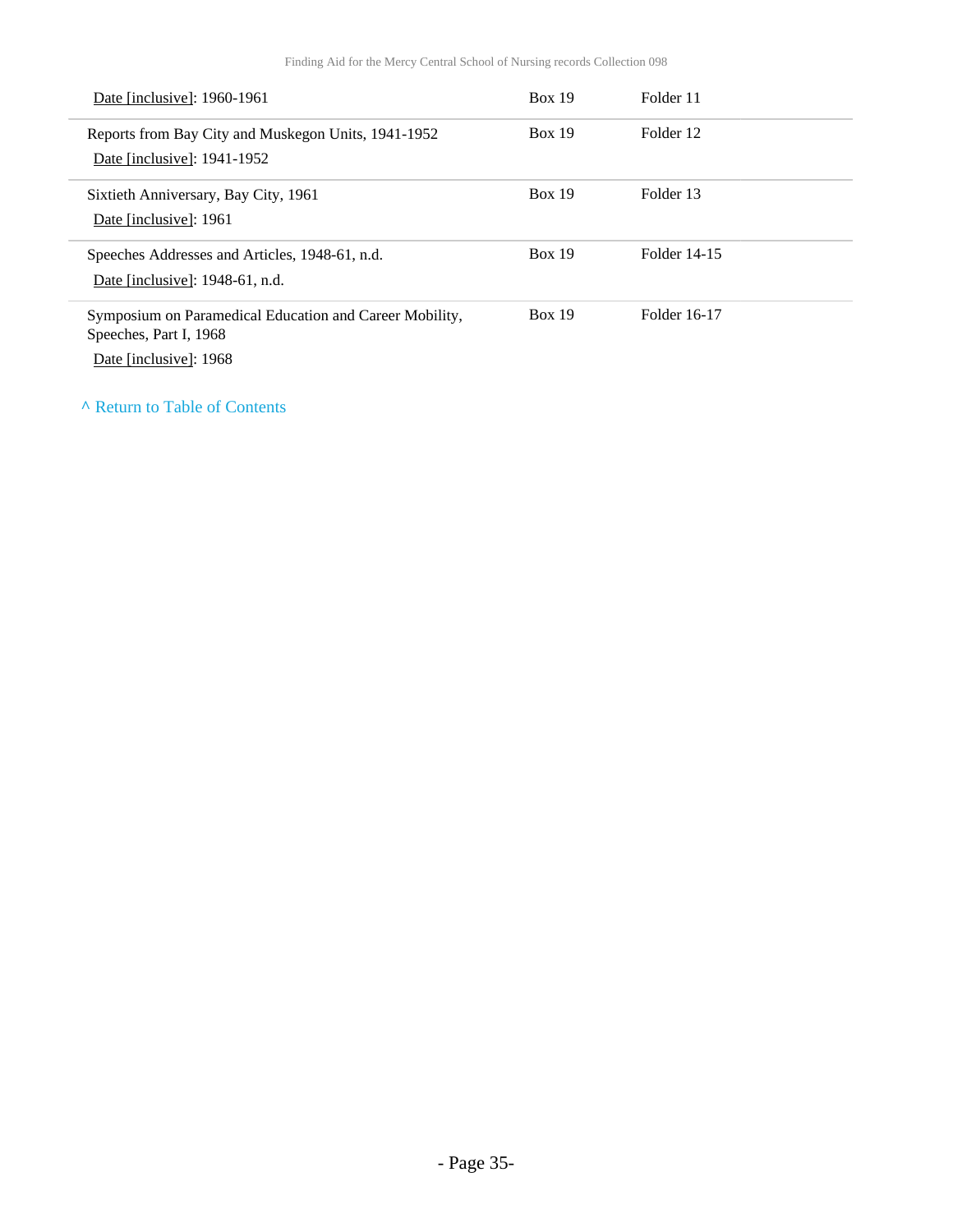| | | |
|---|---|---|
| Date [inclusive]: 1960-1961 | Box 19 | Folder 11 |
| Reports from Bay City and Muskegon Units, 1941-1952<br>Date [inclusive]: 1941-1952 | Box 19 | Folder 12 |
| Sixtieth Anniversary, Bay City, 1961<br>Date [inclusive]: 1961 | Box 19 | Folder 13 |
| Speeches Addresses and Articles, 1948-61, n.d.<br>Date [inclusive]: 1948-61, n.d. | Box 19 | Folder 14-15 |
| Symposium on Paramedical Education and Career Mobility, Speeches, Part I, 1968<br>Date [inclusive]: 1968 | Box 19 | Folder 16-17 |

^ Return to Table of Contents